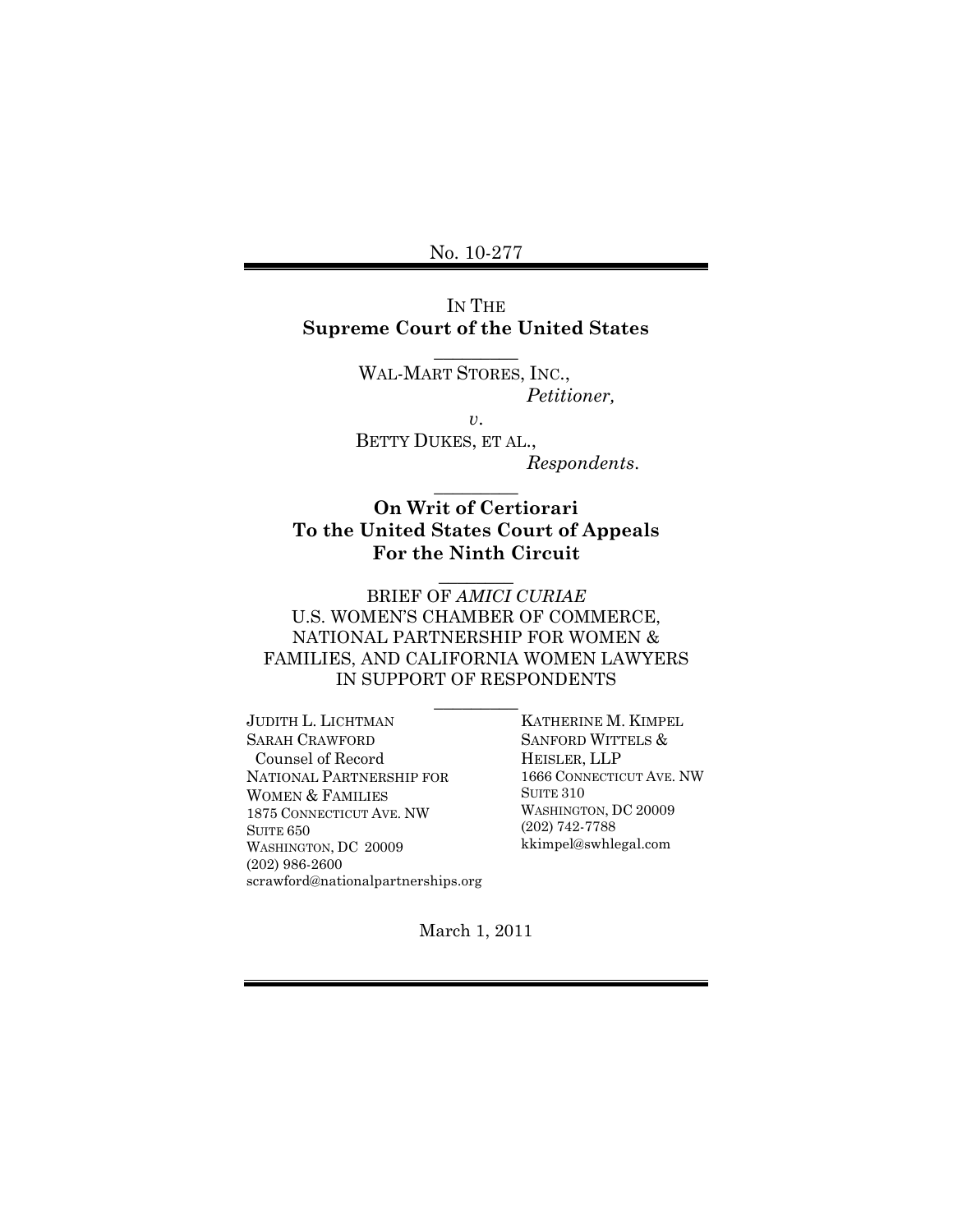No. 10-277

IN THE
**Supreme Court of the United States**

WAL-MART STORES, INC.,
*Petitioner,*

*v.*

BETTY DUKES, ET AL.,
*Respondents.*

**On Writ of Certiorari To the United States Court of Appeals For the Ninth Circuit**

BRIEF OF *AMICI CURIAE*
U.S. WOMEN'S CHAMBER OF COMMERCE, NATIONAL PARTNERSHIP FOR WOMEN & FAMILIES, AND CALIFORNIA WOMEN LAWYERS IN SUPPORT OF RESPONDENTS

JUDITH L. LICHTMAN
SARAH CRAWFORD
Counsel of Record
NATIONAL PARTNERSHIP FOR WOMEN & FAMILIES
1875 CONNECTICUT AVE. NW
SUITE 650
WASHINGTON, DC 20009
(202) 986-2600
scrawford@nationalpartnerships.org

KATHERINE M. KIMPEL
SANFORD WITTELS & HEISLER, LLP
1666 CONNECTICUT AVE. NW
SUITE 310
WASHINGTON, DC 20009
(202) 742-7788
kkimpel@swhlegal.com

March 1, 2011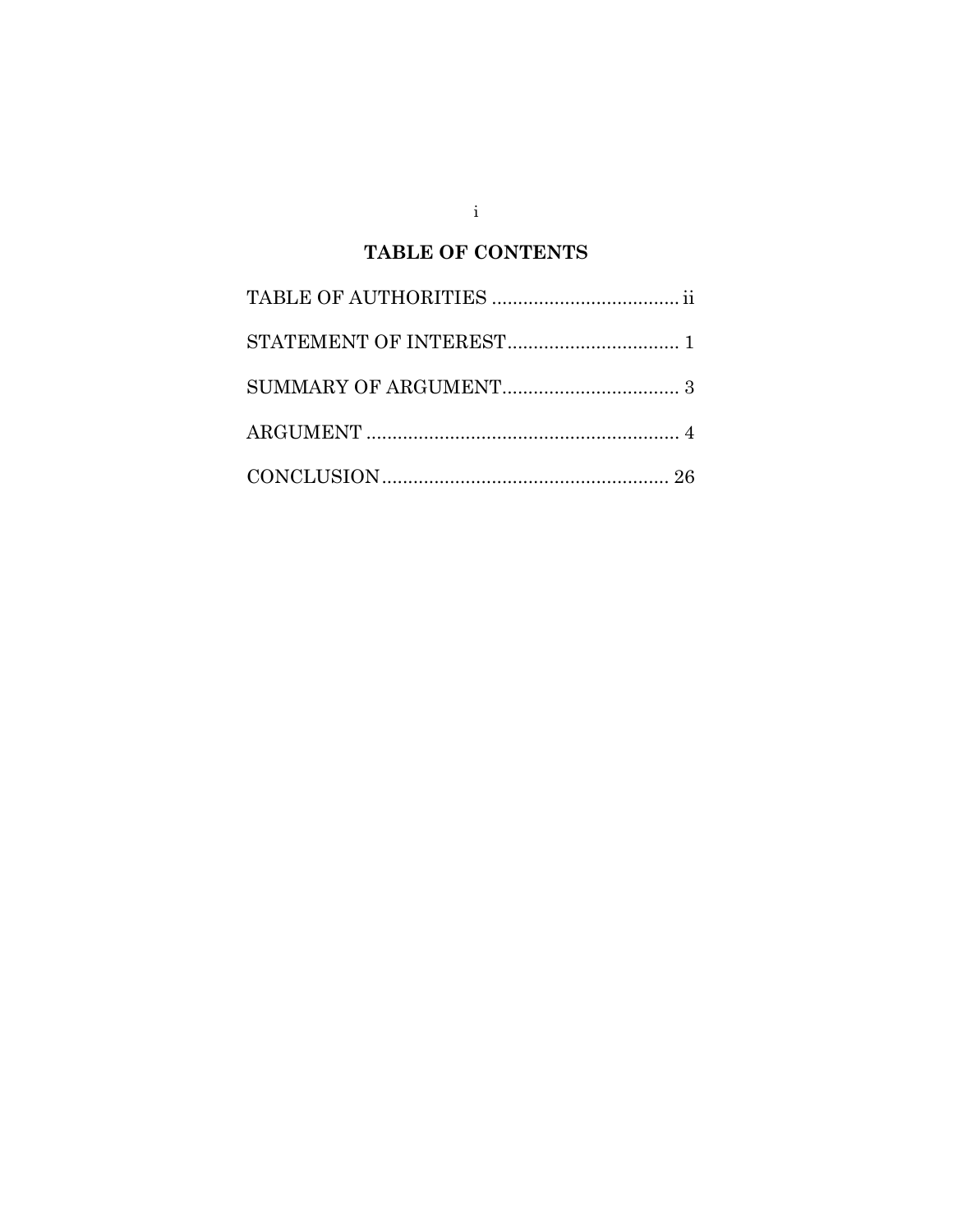# TABLE OF CONTENTS

TABLE OF AUTHORITIES .................................... ii

STATEMENT OF INTEREST................................. 1

SUMMARY OF ARGUMENT.................................. 3

ARGUMENT ............................................................ 4

CONCLUSION....................................................... 26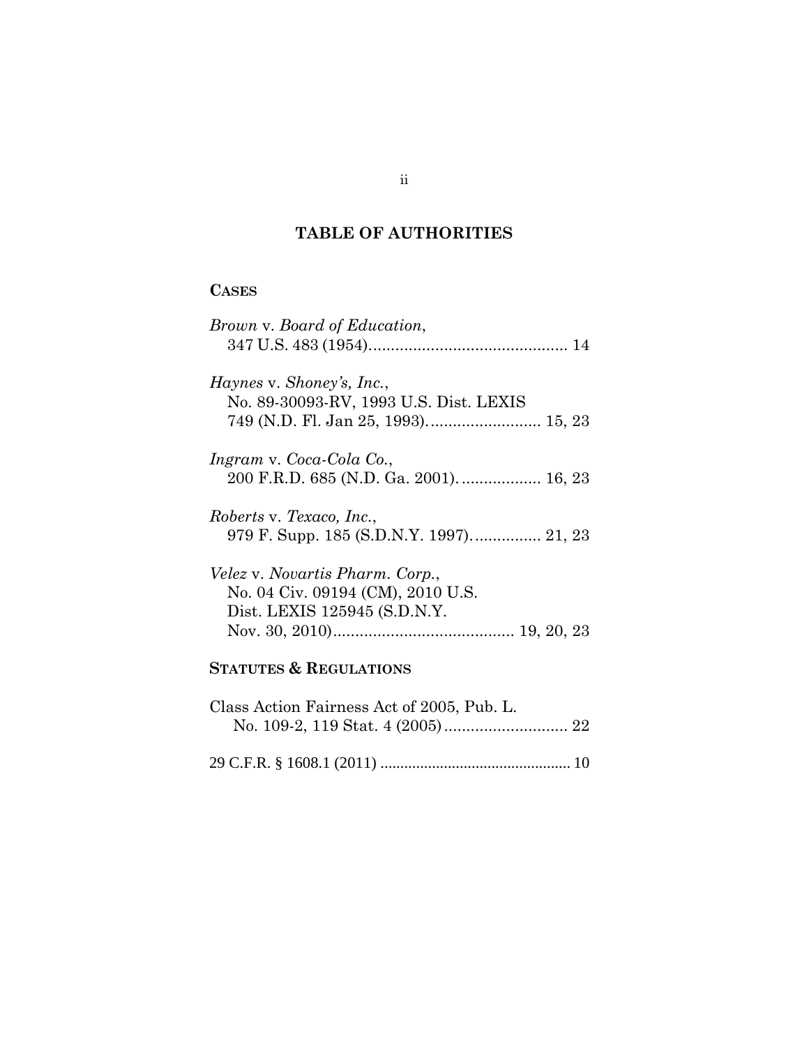# TABLE OF AUTHORITIES

## CASES

*Brown* v. *Board of Education*,
347 U.S. 483 (1954)............................................ 14

*Haynes* v. *Shoney's, Inc.*,
No. 89-30093-RV, 1993 U.S. Dist. LEXIS
749 (N.D. Fl. Jan 25, 1993)......................... 15, 23

*Ingram* v. *Coca-Cola Co.*,
200 F.R.D. 685 (N.D. Ga. 2001)................. 16, 23

*Roberts* v. *Texaco, Inc.*,
979 F. Supp. 185 (S.D.N.Y. 1997)............... 21, 23

*Velez* v. *Novartis Pharm. Corp.*,
No. 04 Civ. 09194 (CM), 2010 U.S.
Dist. LEXIS 125945 (S.D.N.Y.
Nov. 30, 2010)......................................... 19, 20, 23

## STATUTES & REGULATIONS

Class Action Fairness Act of 2005, Pub. L.
No. 109-2, 119 Stat. 4 (2005)............................ 22

29 C.F.R. § 1608.1 (2011) ............................................... 10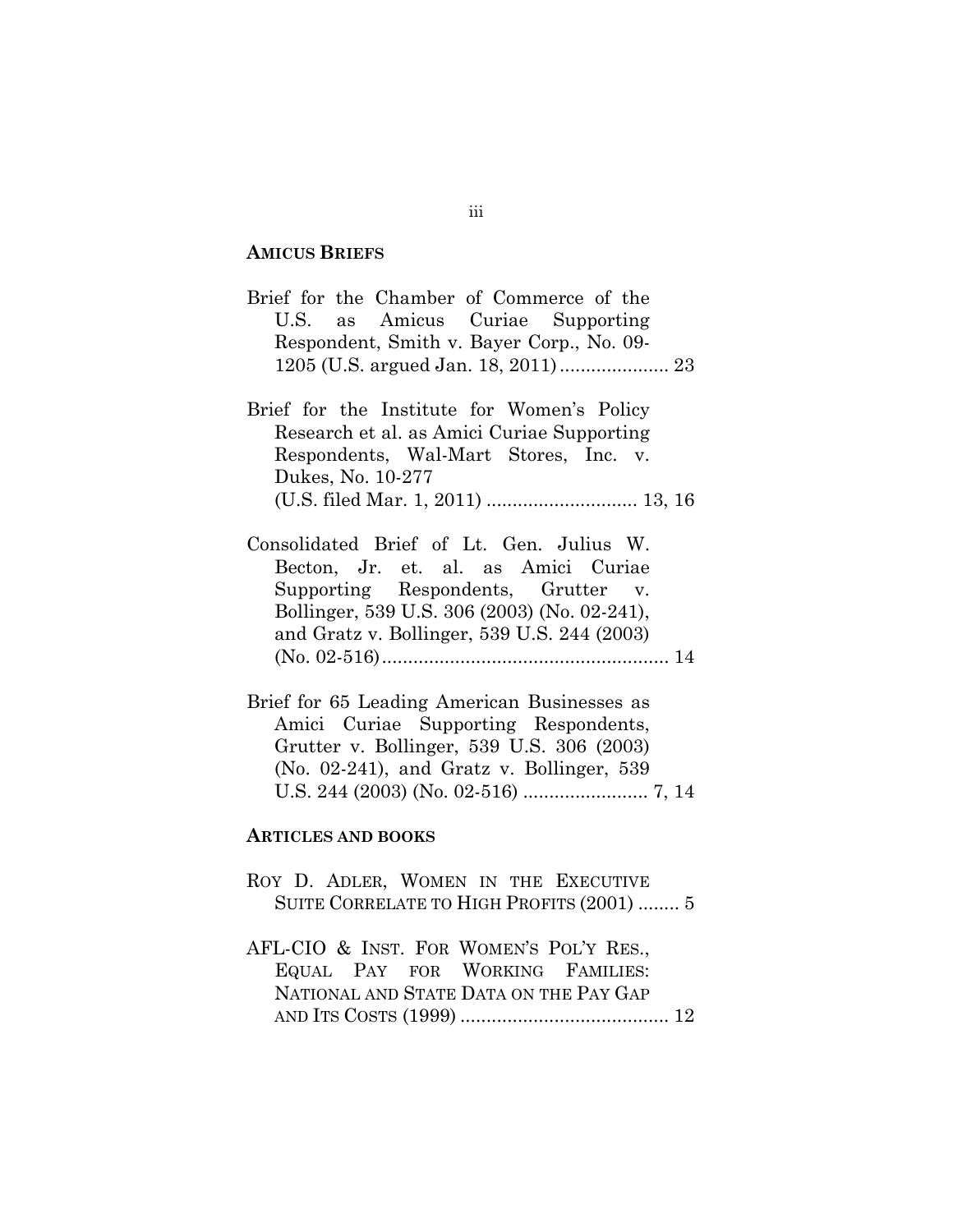**AMICUS BRIEFS**

Brief for the Chamber of Commerce of the U.S. as Amicus Curiae Supporting Respondent, Smith v. Bayer Corp., No. 09-1205 (U.S. argued Jan. 18, 2011) .................... 23

Brief for the Institute for Women's Policy Research et al. as Amici Curiae Supporting Respondents, Wal-Mart Stores, Inc. v. Dukes, No. 10-277 (U.S. filed Mar. 1, 2011) ............................ 13, 16

Consolidated Brief of Lt. Gen. Julius W. Becton, Jr. et. al. as Amici Curiae Supporting Respondents, Grutter v. Bollinger, 539 U.S. 306 (2003) (No. 02-241), and Gratz v. Bollinger, 539 U.S. 244 (2003) (No. 02-516)....................................................... 14

Brief for 65 Leading American Businesses as Amici Curiae Supporting Respondents, Grutter v. Bollinger, 539 U.S. 306 (2003) (No. 02-241), and Gratz v. Bollinger, 539 U.S. 244 (2003) (No. 02-516) ........................ 7, 14

**ARTICLES AND BOOKS**

ROY D. ADLER, WOMEN IN THE EXECUTIVE SUITE CORRELATE TO HIGH PROFITS (2001) ........ 5

AFL-CIO & INST. FOR WOMEN'S POL'Y RES., EQUAL PAY FOR WORKING FAMILIES: NATIONAL AND STATE DATA ON THE PAY GAP AND ITS COSTS (1999) ........................................ 12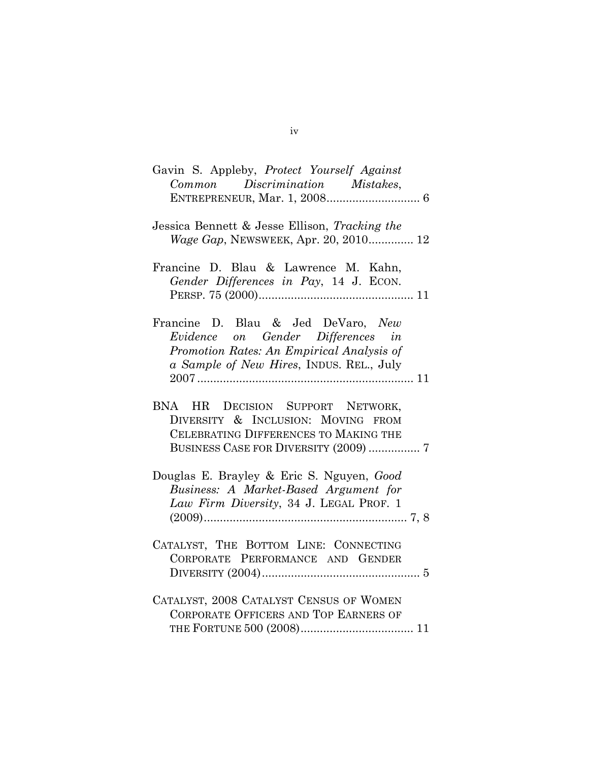Gavin S. Appleby, *Protect Yourself Against Common Discrimination Mistakes*, ENTREPRENEUR, Mar. 1, 2008............................ 6

Jessica Bennett & Jesse Ellison, *Tracking the Wage Gap*, NEWSWEEK, Apr. 20, 2010............. 12

Francine D. Blau & Lawrence M. Kahn, *Gender Differences in Pay*, 14 J. ECON. PERSP. 75 (2000)................................................ 11

Francine D. Blau & Jed DeVaro, *New Evidence on Gender Differences in Promotion Rates: An Empirical Analysis of a Sample of New Hires*, INDUS. REL., July 2007.................................................................. 11

BNA HR DECISION SUPPORT NETWORK, DIVERSITY & INCLUSION: MOVING FROM CELEBRATING DIFFERENCES TO MAKING THE BUSINESS CASE FOR DIVERSITY (2009) ................ 7

Douglas E. Brayley & Eric S. Nguyen, *Good Business: A Market-Based Argument for Law Firm Diversity*, 34 J. LEGAL PROF. 1 (2009)............................................................... 7, 8

CATALYST, THE BOTTOM LINE: CONNECTING CORPORATE PERFORMANCE AND GENDER DIVERSITY (2004)................................................ 5

CATALYST, 2008 CATALYST CENSUS OF WOMEN CORPORATE OFFICERS AND TOP EARNERS OF THE FORTUNE 500 (2008).................................. 11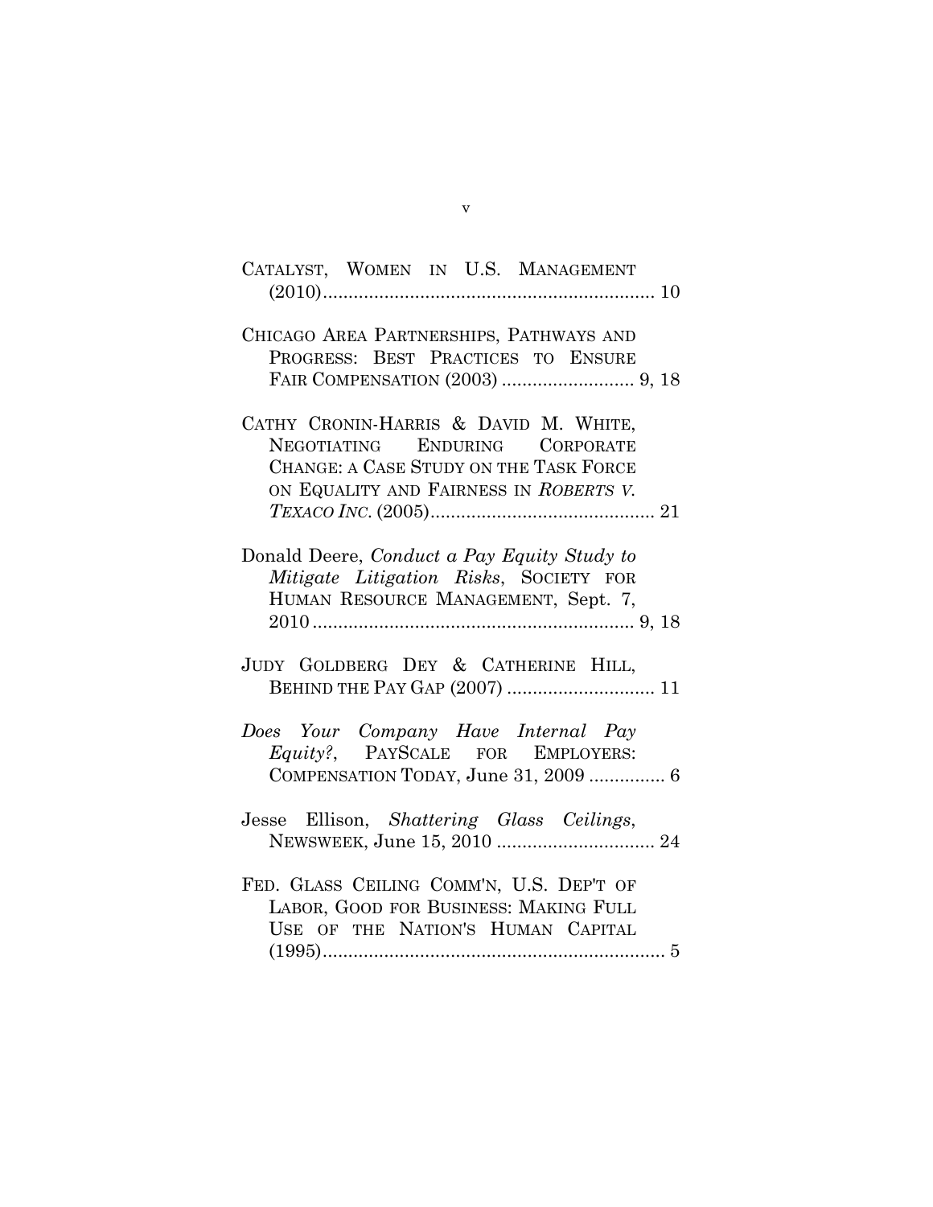CATALYST, WOMEN IN U.S. MANAGEMENT (2010)................................................................ 10

CHICAGO AREA PARTNERSHIPS, PATHWAYS AND PROGRESS: BEST PRACTICES TO ENSURE FAIR COMPENSATION (2003) .......................... 9, 18

CATHY CRONIN-HARRIS & DAVID M. WHITE, NEGOTIATING ENDURING CORPORATE CHANGE: A CASE STUDY ON THE TASK FORCE ON EQUALITY AND FAIRNESS IN *ROBERTS V. TEXACO INC.* (2005)............................................ 21

Donald Deere, *Conduct a Pay Equity Study to Mitigate Litigation Risks*, SOCIETY FOR HUMAN RESOURCE MANAGEMENT, Sept. 7, 2010 .............................................................. 9, 18

JUDY GOLDBERG DEY & CATHERINE HILL, BEHIND THE PAY GAP (2007) ............................. 11

*Does Your Company Have Internal Pay Equity?*, PAYSCALE FOR EMPLOYERS: COMPENSATION TODAY, June 31, 2009 ............... 6

Jesse Ellison, *Shattering Glass Ceilings*, NEWSWEEK, June 15, 2010 ............................... 24

FED. GLASS CEILING COMM'N, U.S. DEP'T OF LABOR, GOOD FOR BUSINESS: MAKING FULL USE OF THE NATION'S HUMAN CAPITAL (1995)................................................................... 5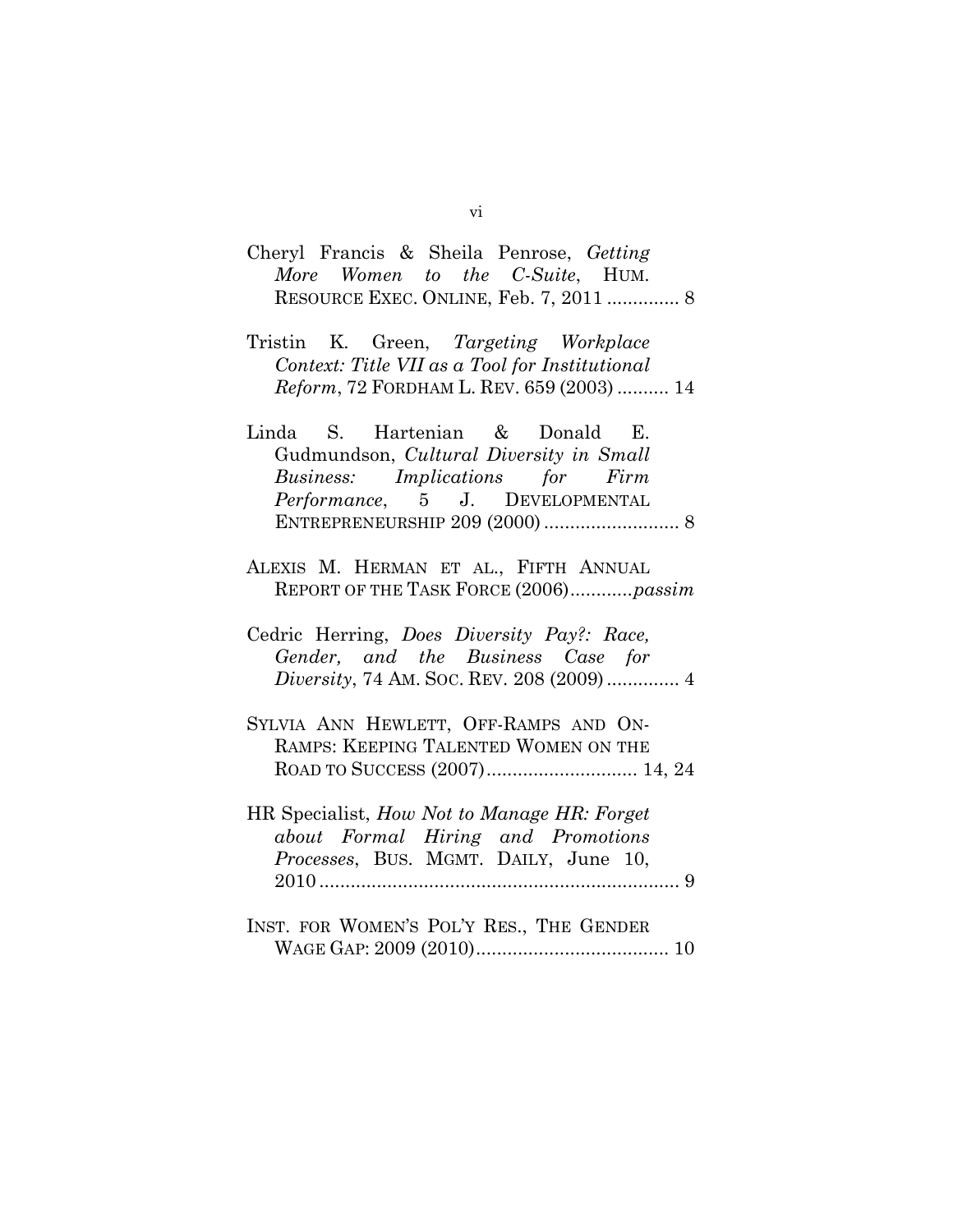Cheryl Francis & Sheila Penrose, *Getting More Women to the C-Suite*, HUM. RESOURCE EXEC. ONLINE, Feb. 7, 2011 .............. 8

Tristin K. Green, *Targeting Workplace Context: Title VII as a Tool for Institutional Reform*, 72 FORDHAM L. REV. 659 (2003) .......... 14

Linda S. Hartenian & Donald E. Gudmundson, *Cultural Diversity in Small Business: Implications for Firm Performance*, 5 J. DEVELOPMENTAL ENTREPRENEURSHIP 209 (2000) .......................... 8

ALEXIS M. HERMAN ET AL., FIFTH ANNUAL REPORT OF THE TASK FORCE (2006)............*passim*

Cedric Herring, *Does Diversity Pay?: Race, Gender, and the Business Case for Diversity*, 74 AM. SOC. REV. 208 (2009) .............. 4

SYLVIA ANN HEWLETT, OFF-RAMPS AND ON-RAMPS: KEEPING TALENTED WOMEN ON THE ROAD TO SUCCESS (2007)............................. 14, 24

HR Specialist, *How Not to Manage HR: Forget about Formal Hiring and Promotions Processes*, BUS. MGMT. DAILY, June 10, 2010 ...................................................................... 9

INST. FOR WOMEN'S POL'Y RES., THE GENDER WAGE GAP: 2009 (2010)..................................... 10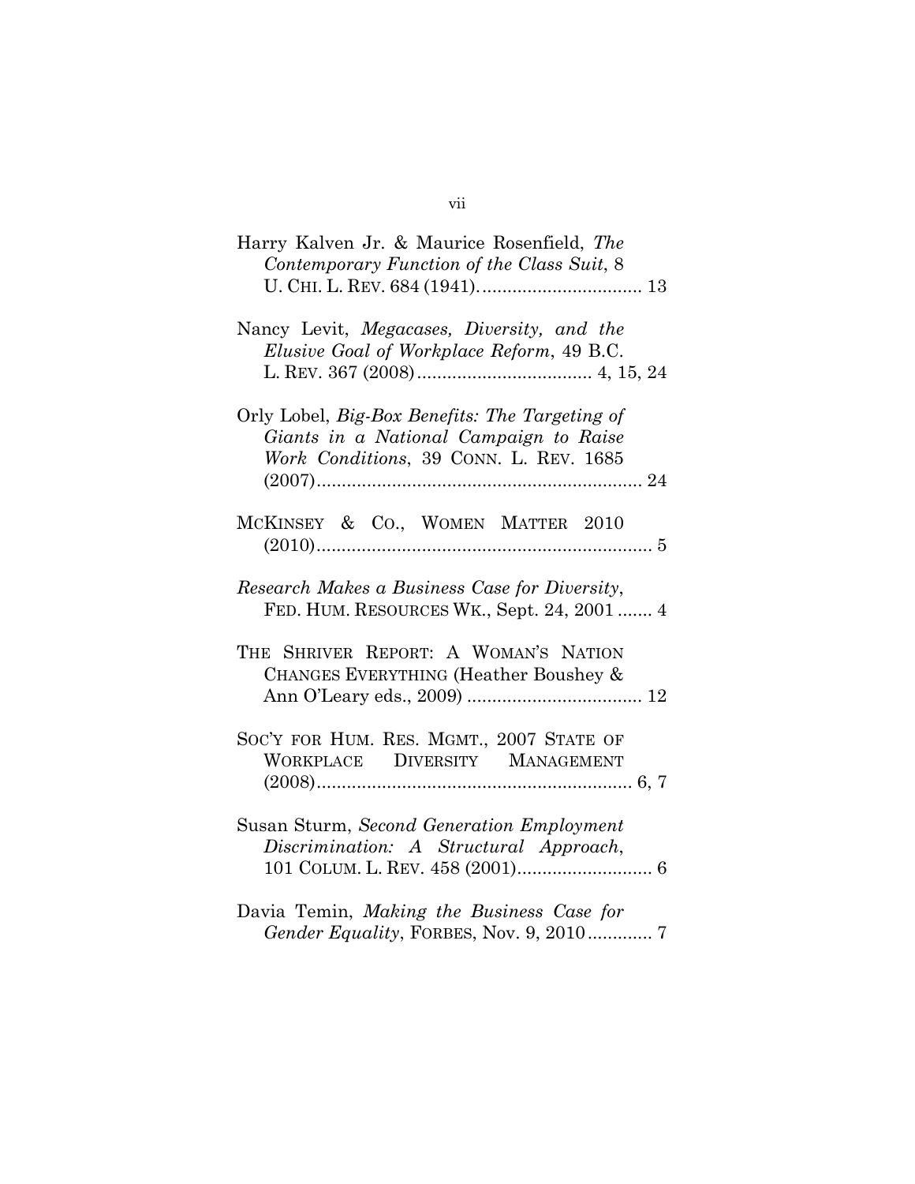Harry Kalven Jr. & Maurice Rosenfield, *The Contemporary Function of the Class Suit*, 8 U. CHI. L. REV. 684 (1941)................................ 13

Nancy Levit, *Megacases, Diversity, and the Elusive Goal of Workplace Reform*, 49 B.C. L. REV. 367 (2008).................................. 4, 15, 24

Orly Lobel, *Big-Box Benefits: The Targeting of Giants in a National Campaign to Raise Work Conditions*, 39 CONN. L. REV. 1685 (2007)................................................................ 24

MCKINSEY & CO., WOMEN MATTER 2010 (2010).................................................................. 5

*Research Makes a Business Case for Diversity*, FED. HUM. RESOURCES WK., Sept. 24, 2001 ....... 4

THE SHRIVER REPORT: A WOMAN'S NATION CHANGES EVERYTHING (Heather Boushey & Ann O'Leary eds., 2009) .................................. 12

SOC'Y FOR HUM. RES. MGMT., 2007 STATE OF WORKPLACE DIVERSITY MANAGEMENT (2008).............................................................. 6, 7

Susan Sturm, *Second Generation Employment Discrimination: A Structural Approach*, 101 COLUM. L. REV. 458 (2001)........................... 6

Davia Temin, *Making the Business Case for Gender Equality*, FORBES, Nov. 9, 2010............. 7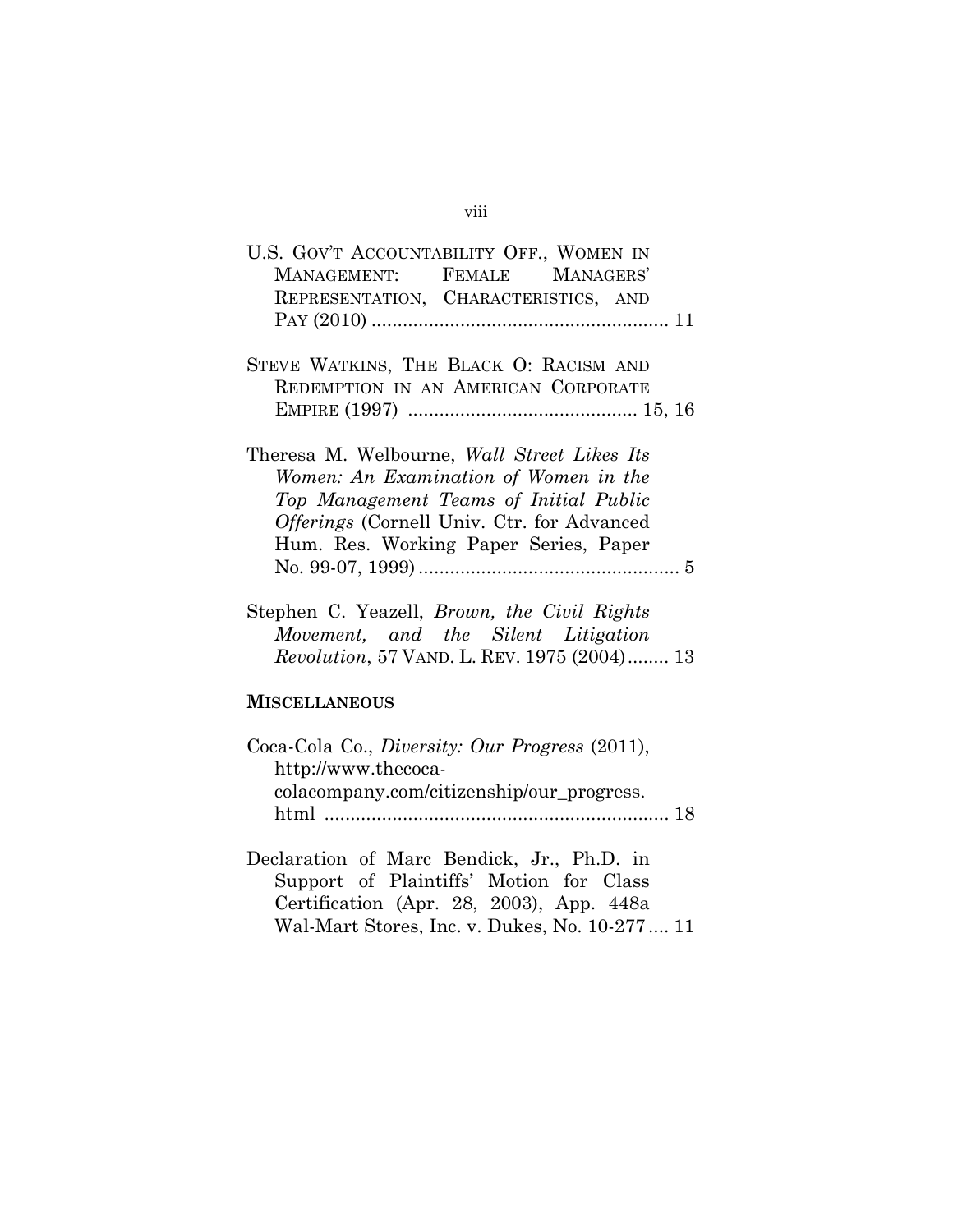U.S. GOV'T ACCOUNTABILITY OFF., WOMEN IN MANAGEMENT: FEMALE MANAGERS' REPRESENTATION, CHARACTERISTICS, AND PAY (2010) ........................................................ 11

STEVE WATKINS, THE BLACK O: RACISM AND REDEMPTION IN AN AMERICAN CORPORATE EMPIRE (1997) ........................................... 15, 16

Theresa M. Welbourne, *Wall Street Likes Its Women: An Examination of Women in the Top Management Teams of Initial Public Offerings* (Cornell Univ. Ctr. for Advanced Hum. Res. Working Paper Series, Paper No. 99-07, 1999) ................................................. 5

Stephen C. Yeazell, *Brown, the Civil Rights Movement, and the Silent Litigation Revolution*, 57 VAND. L. REV. 1975 (2004)........ 13

**MISCELLANEOUS**

Coca-Cola Co., *Diversity: Our Progress* (2011), http://www.thecoca-colacompany.com/citizenship/our_progress.html ................................................................. 18

Declaration of Marc Bendick, Jr., Ph.D. in Support of Plaintiffs' Motion for Class Certification (Apr. 28, 2003), App. 448a Wal-Mart Stores, Inc. v. Dukes, No. 10-277 .... 11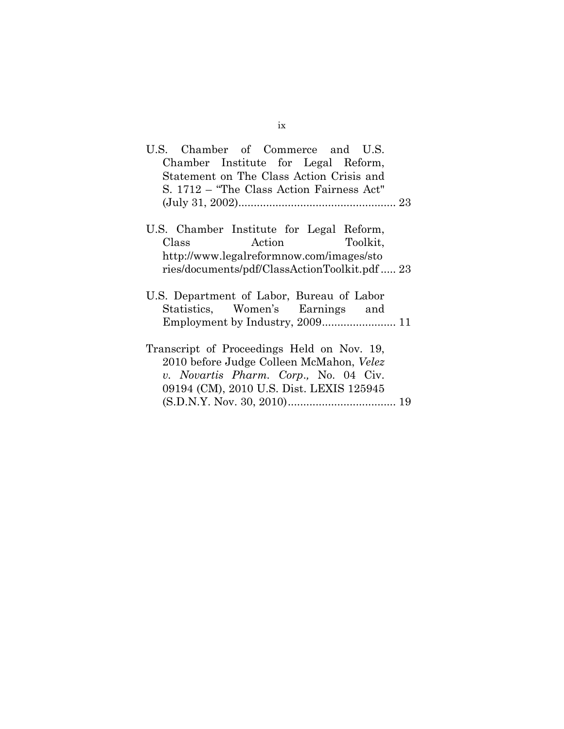U.S. Chamber of Commerce and U.S. Chamber Institute for Legal Reform, Statement on The Class Action Crisis and S. 1712 – "The Class Action Fairness Act" (July 31, 2002)................................................... 23

U.S. Chamber Institute for Legal Reform, Class Action Toolkit, http://www.legalreformnow.com/images/stories/documents/pdf/ClassActionToolkit.pdf ..... 23

U.S. Department of Labor, Bureau of Labor Statistics, Women's Earnings and Employment by Industry, 2009........................ 11

Transcript of Proceedings Held on Nov. 19, 2010 before Judge Colleen McMahon, *Velez v. Novartis Pharm. Corp.,* No. 04 Civ. 09194 (CM), 2010 U.S. Dist. LEXIS 125945 (S.D.N.Y. Nov. 30, 2010)................................... 19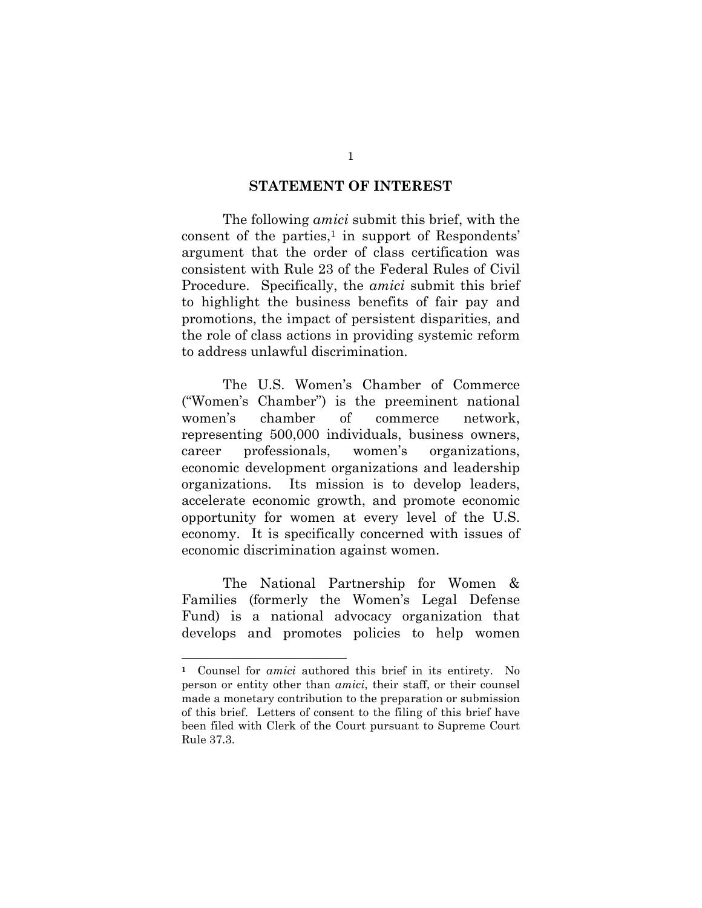## STATEMENT OF INTEREST

The following *amici* submit this brief, with the consent of the parties,[1] in support of Respondents' argument that the order of class certification was consistent with Rule 23 of the Federal Rules of Civil Procedure. Specifically, the *amici* submit this brief to highlight the business benefits of fair pay and promotions, the impact of persistent disparities, and the role of class actions in providing systemic reform to address unlawful discrimination.

The U.S. Women's Chamber of Commerce ("Women's Chamber") is the preeminent national women's chamber of commerce network, representing 500,000 individuals, business owners, career professionals, women's organizations, economic development organizations and leadership organizations. Its mission is to develop leaders, accelerate economic growth, and promote economic opportunity for women at every level of the U.S. economy. It is specifically concerned with issues of economic discrimination against women.

The National Partnership for Women & Families (formerly the Women's Legal Defense Fund) is a national advocacy organization that develops and promotes policies to help women

---

[1] Counsel for *amici* authored this brief in its entirety. No person or entity other than *amici*, their staff, or their counsel made a monetary contribution to the preparation or submission of this brief. Letters of consent to the filing of this brief have been filed with Clerk of the Court pursuant to Supreme Court Rule 37.3.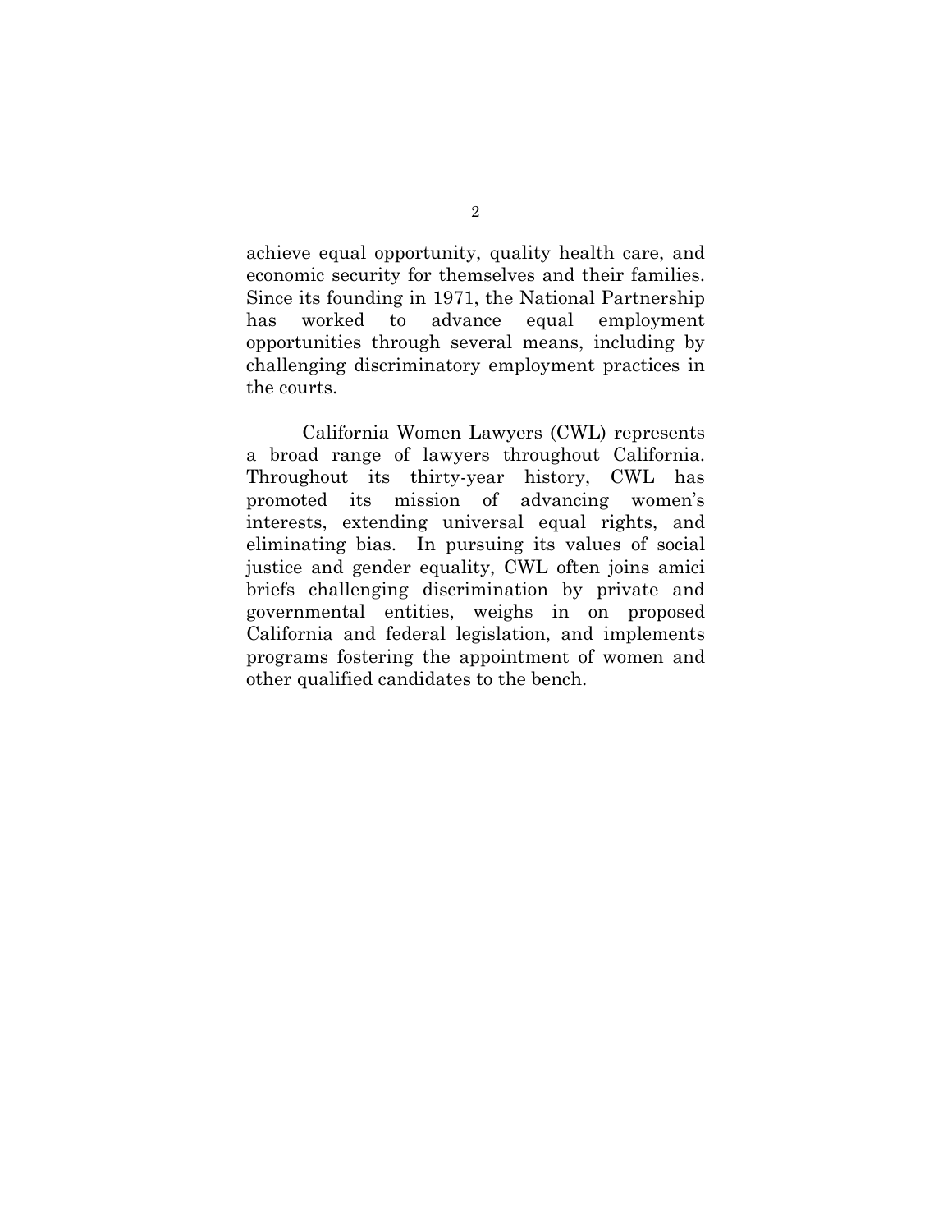achieve equal opportunity, quality health care, and economic security for themselves and their families. Since its founding in 1971, the National Partnership has worked to advance equal employment opportunities through several means, including by challenging discriminatory employment practices in the courts.

California Women Lawyers (CWL) represents a broad range of lawyers throughout California. Throughout its thirty-year history, CWL has promoted its mission of advancing women's interests, extending universal equal rights, and eliminating bias. In pursuing its values of social justice and gender equality, CWL often joins amici briefs challenging discrimination by private and governmental entities, weighs in on proposed California and federal legislation, and implements programs fostering the appointment of women and other qualified candidates to the bench.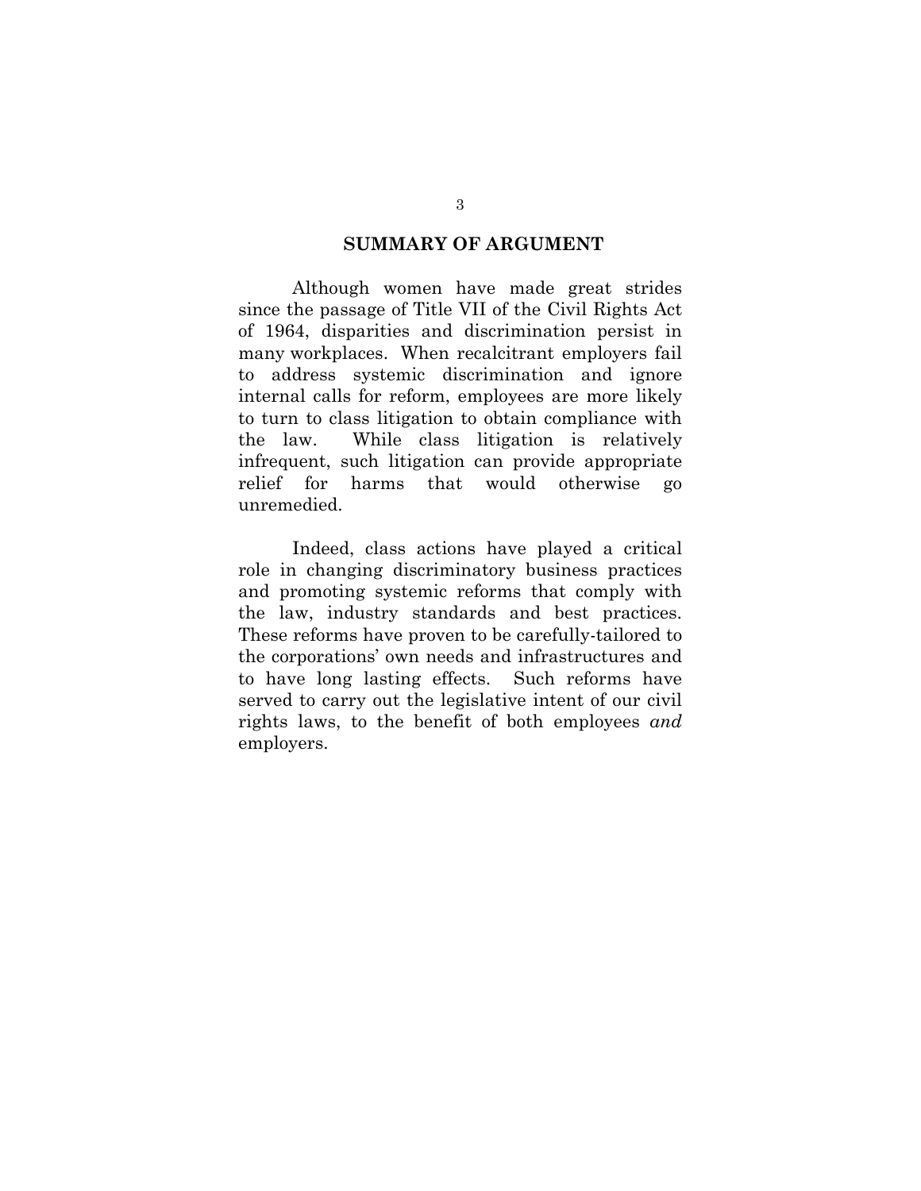## SUMMARY OF ARGUMENT

Although women have made great strides since the passage of Title VII of the Civil Rights Act of 1964, disparities and discrimination persist in many workplaces. When recalcitrant employers fail to address systemic discrimination and ignore internal calls for reform, employees are more likely to turn to class litigation to obtain compliance with the law. While class litigation is relatively infrequent, such litigation can provide appropriate relief for harms that would otherwise go unremedied.

Indeed, class actions have played a critical role in changing discriminatory business practices and promoting systemic reforms that comply with the law, industry standards and best practices. These reforms have proven to be carefully-tailored to the corporations' own needs and infrastructures and to have long lasting effects. Such reforms have served to carry out the legislative intent of our civil rights laws, to the benefit of both employees *and* employers.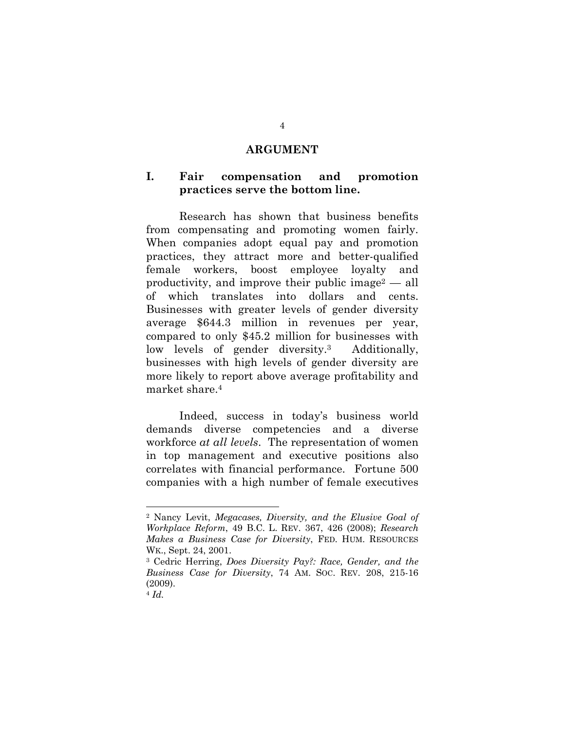## ARGUMENT

### I. Fair compensation and promotion practices serve the bottom line.

Research has shown that business benefits from compensating and promoting women fairly. When companies adopt equal pay and promotion practices, they attract more and better-qualified female workers, boost employee loyalty and productivity, and improve their public image[2] — all of which translates into dollars and cents. Businesses with greater levels of gender diversity average $644.3 million in revenues per year, compared to only $45.2 million for businesses with low levels of gender diversity.[3] Additionally, businesses with high levels of gender diversity are more likely to report above average profitability and market share.[4]

Indeed, success in today's business world demands diverse competencies and a diverse workforce *at all levels*. The representation of women in top management and executive positions also correlates with financial performance. Fortune 500 companies with a high number of female executives

---

[2] Nancy Levit, *Megacases, Diversity, and the Elusive Goal of Workplace Reform*, 49 B.C. L. REV. 367, 426 (2008); *Research Makes a Business Case for Diversity*, FED. HUM. RESOURCES WK., Sept. 24, 2001.

[3] Cedric Herring, *Does Diversity Pay?: Race, Gender, and the Business Case for Diversity*, 74 AM. SOC. REV. 208, 215-16 (2009).

[4] *Id.*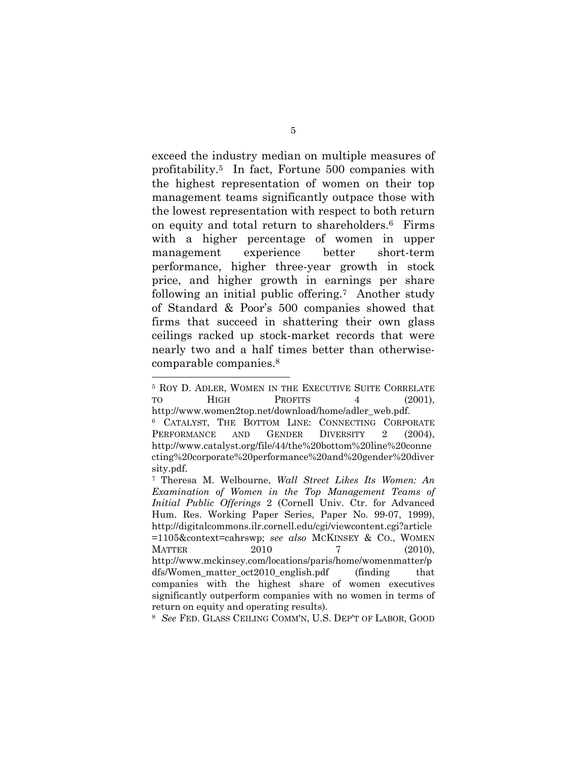exceed the industry median on multiple measures of profitability.[5] In fact, Fortune 500 companies with the highest representation of women on their top management teams significantly outpace those with the lowest representation with respect to both return on equity and total return to shareholders.[6] Firms with a higher percentage of women in upper management experience better short-term performance, higher three-year growth in stock price, and higher growth in earnings per share following an initial public offering.[7] Another study of Standard & Poor's 500 companies showed that firms that succeed in shattering their own glass ceilings racked up stock-market records that were nearly two and a half times better than otherwise-comparable companies.[8]

---

[5] ROY D. ADLER, WOMEN IN THE EXECUTIVE SUITE CORRELATE TO HIGH PROFITS 4 (2001), http://www.women2top.net/download/home/adler_web.pdf.

[6] CATALYST, THE BOTTOM LINE: CONNECTING CORPORATE PERFORMANCE AND GENDER DIVERSITY 2 (2004), http://www.catalyst.org/file/44/the%20bottom%20line%20connecting%20corporate%20performance%20and%20gender%20diversity.pdf.

[7] Theresa M. Welbourne, *Wall Street Likes Its Women: An Examination of Women in the Top Management Teams of Initial Public Offerings* 2 (Cornell Univ. Ctr. for Advanced Hum. Res. Working Paper Series, Paper No. 99-07, 1999), http://digitalcommons.ilr.cornell.edu/cgi/viewcontent.cgi?article=1105&context=cahrswp; *see also* MCKINSEY & CO., WOMEN MATTER 2010 7 (2010), http://www.mckinsey.com/locations/paris/home/womenmatter/pdfs/Women_matter_oct2010_english.pdf (finding that companies with the highest share of women executives significantly outperform companies with no women in terms of return on equity and operating results).

[8] *See* FED. GLASS CEILING COMM'N, U.S. DEP'T OF LABOR, GOOD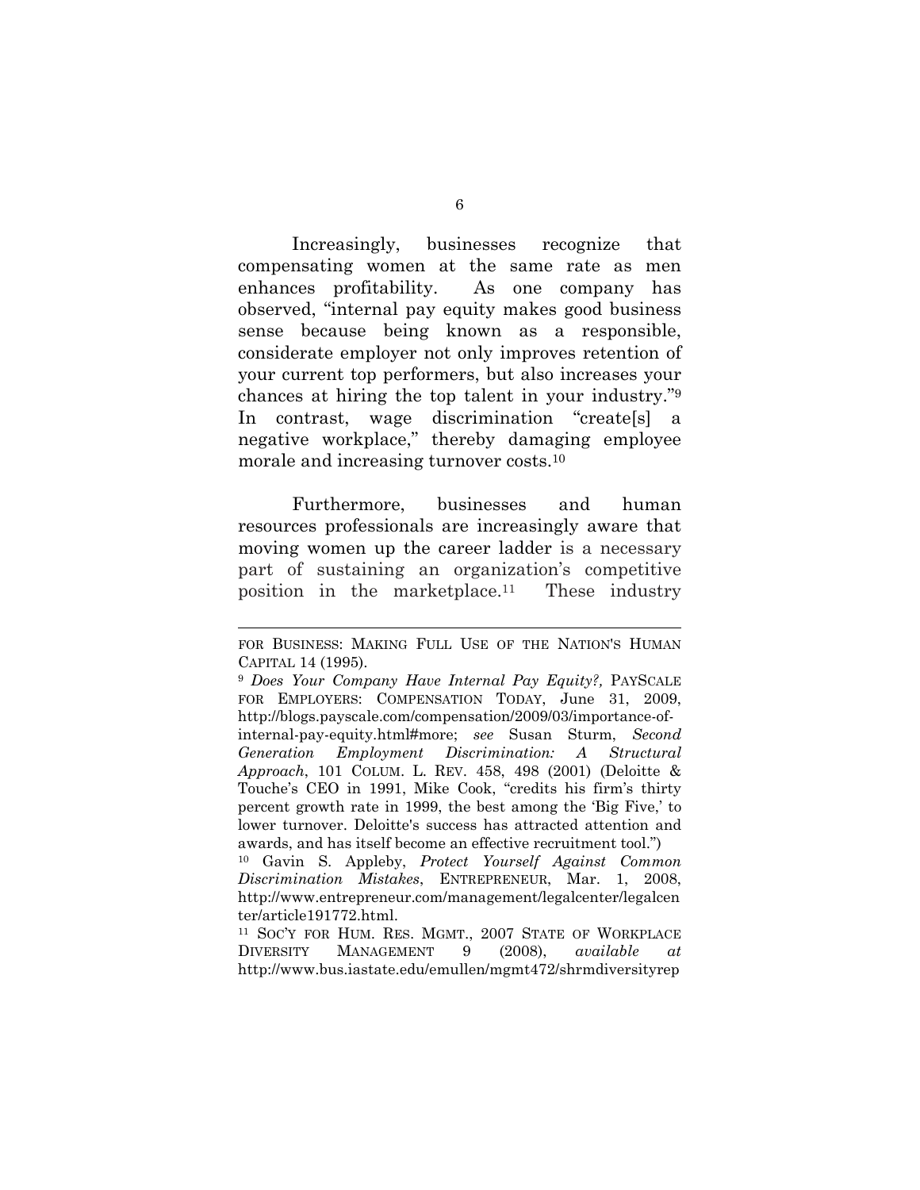Increasingly, businesses recognize that compensating women at the same rate as men enhances profitability. As one company has observed, "internal pay equity makes good business sense because being known as a responsible, considerate employer not only improves retention of your current top performers, but also increases your chances at hiring the top talent in your industry."[9] In contrast, wage discrimination "create[s] a negative workplace," thereby damaging employee morale and increasing turnover costs.[10]

Furthermore, businesses and human resources professionals are increasingly aware that moving women up the career ladder is a necessary part of sustaining an organization's competitive position in the marketplace.[11] These industry

---

FOR BUSINESS: MAKING FULL USE OF THE NATION'S HUMAN CAPITAL 14 (1995).

[9] *Does Your Company Have Internal Pay Equity?,* PAYSCALE FOR EMPLOYERS: COMPENSATION TODAY, June 31, 2009, http://blogs.payscale.com/compensation/2009/03/importance-of-internal-pay-equity.html#more; *see* Susan Sturm, *Second Generation Employment Discrimination: A Structural Approach*, 101 COLUM. L. REV. 458, 498 (2001) (Deloitte & Touche's CEO in 1991, Mike Cook, "credits his firm's thirty percent growth rate in 1999, the best among the 'Big Five,' to lower turnover. Deloitte's success has attracted attention and awards, and has itself become an effective recruitment tool.")

[10] Gavin S. Appleby, *Protect Yourself Against Common Discrimination Mistakes*, ENTREPRENEUR, Mar. 1, 2008, http://www.entrepreneur.com/management/legalcenter/legalcenter/article191772.html.

[11] SOC'Y FOR HUM. RES. MGMT., 2007 STATE OF WORKPLACE DIVERSITY MANAGEMENT 9 (2008), *available at* http://www.bus.iastate.edu/emullen/mgmt472/shrmdiversityrep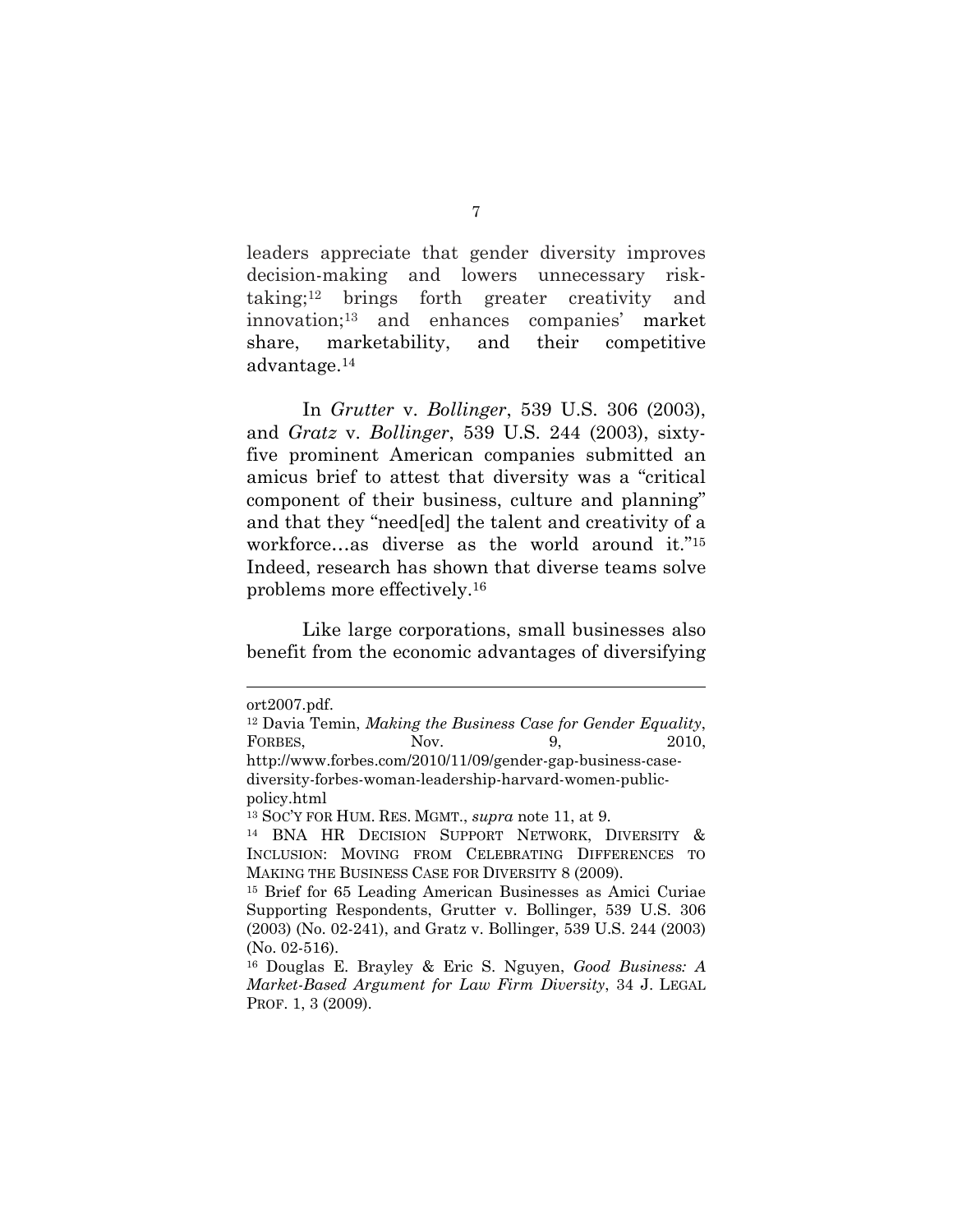leaders appreciate that gender diversity improves decision-making and lowers unnecessary risk-taking;[12] brings forth greater creativity and innovation;[13] and enhances companies' market share, marketability, and their competitive advantage.[14]

In *Grutter* v. *Bollinger*, 539 U.S. 306 (2003), and *Gratz* v. *Bollinger*, 539 U.S. 244 (2003), sixty-five prominent American companies submitted an amicus brief to attest that diversity was a "critical component of their business, culture and planning" and that they "need[ed] the talent and creativity of a workforce…as diverse as the world around it."[15] Indeed, research has shown that diverse teams solve problems more effectively.[16]

Like large corporations, small businesses also benefit from the economic advantages of diversifying

---

ort2007.pdf.

[12] Davia Temin, *Making the Business Case for Gender Equality*, FORBES, Nov. 9, 2010, http://www.forbes.com/2010/11/09/gender-gap-business-case-diversity-forbes-woman-leadership-harvard-women-public-policy.html

[13] SOC'Y FOR HUM. RES. MGMT., *supra* note 11, at 9.

[14] BNA HR DECISION SUPPORT NETWORK, DIVERSITY & INCLUSION: MOVING FROM CELEBRATING DIFFERENCES TO MAKING THE BUSINESS CASE FOR DIVERSITY 8 (2009).

[15] Brief for 65 Leading American Businesses as Amici Curiae Supporting Respondents, Grutter v. Bollinger, 539 U.S. 306 (2003) (No. 02-241), and Gratz v. Bollinger, 539 U.S. 244 (2003) (No. 02-516).

[16] Douglas E. Brayley & Eric S. Nguyen, *Good Business: A Market-Based Argument for Law Firm Diversity*, 34 J. LEGAL PROF. 1, 3 (2009).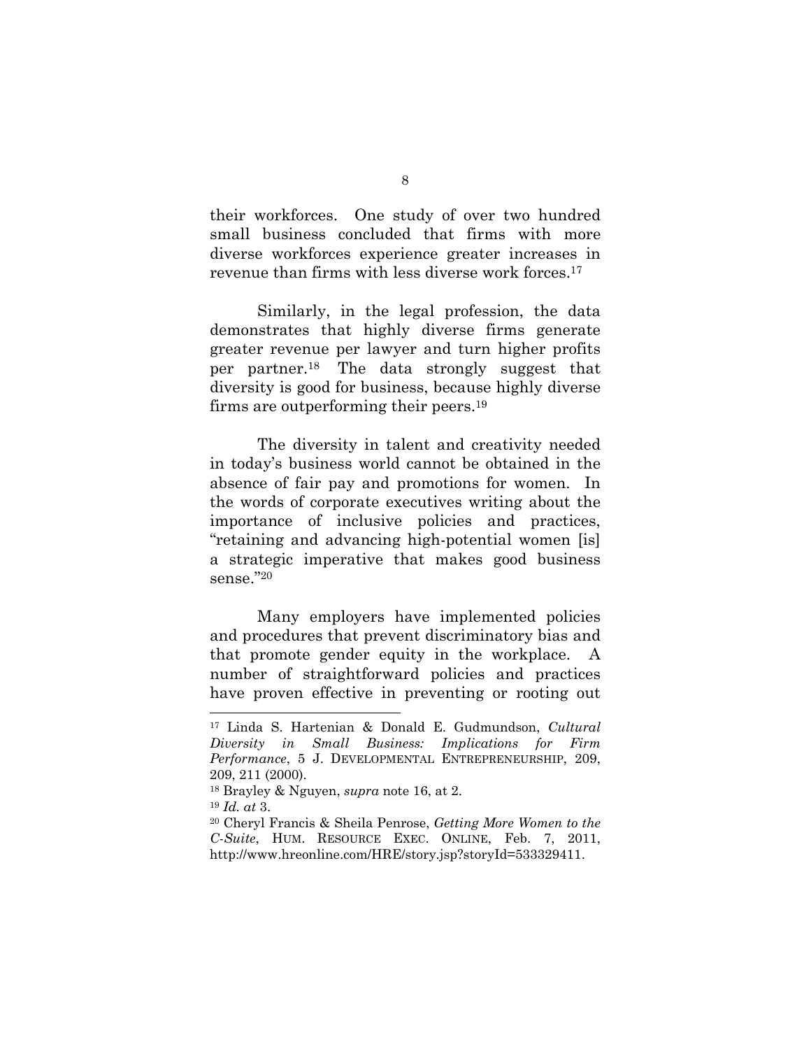their workforces. One study of over two hundred small business concluded that firms with more diverse workforces experience greater increases in revenue than firms with less diverse work forces.[17]

Similarly, in the legal profession, the data demonstrates that highly diverse firms generate greater revenue per lawyer and turn higher profits per partner.[18] The data strongly suggest that diversity is good for business, because highly diverse firms are outperforming their peers.[19]

The diversity in talent and creativity needed in today's business world cannot be obtained in the absence of fair pay and promotions for women. In the words of corporate executives writing about the importance of inclusive policies and practices, "retaining and advancing high-potential women [is] a strategic imperative that makes good business sense."[20]

Many employers have implemented policies and procedures that prevent discriminatory bias and that promote gender equity in the workplace. A number of straightforward policies and practices have proven effective in preventing or rooting out

---

[17] Linda S. Hartenian & Donald E. Gudmundson, *Cultural Diversity in Small Business: Implications for Firm Performance*, 5 J. DEVELOPMENTAL ENTREPRENEURSHIP, 209, 209, 211 (2000).

[18] Brayley & Nguyen, *supra* note 16, at 2.

[19] *Id. at* 3.

[20] Cheryl Francis & Sheila Penrose, *Getting More Women to the C-Suite*, HUM. RESOURCE EXEC. ONLINE, Feb. 7, 2011, http://www.hreonline.com/HRE/story.jsp?storyId=533329411.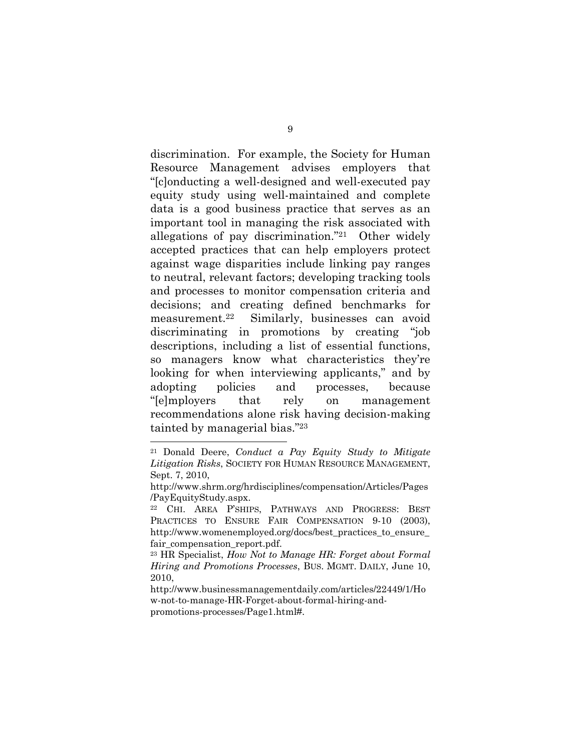discrimination. For example, the Society for Human Resource Management advises employers that "[c]onducting a well-designed and well-executed pay equity study using well-maintained and complete data is a good business practice that serves as an important tool in managing the risk associated with allegations of pay discrimination."[21] Other widely accepted practices that can help employers protect against wage disparities include linking pay ranges to neutral, relevant factors; developing tracking tools and processes to monitor compensation criteria and decisions; and creating defined benchmarks for measurement.[22] Similarly, businesses can avoid discriminating in promotions by creating "job descriptions, including a list of essential functions, so managers know what characteristics they're looking for when interviewing applicants," and by adopting policies and processes, because "[e]mployers that rely on management recommendations alone risk having decision-making tainted by managerial bias."[23]

---

[21] Donald Deere, *Conduct a Pay Equity Study to Mitigate Litigation Risks*, SOCIETY FOR HUMAN RESOURCE MANAGEMENT, Sept. 7, 2010, http://www.shrm.org/hrdisciplines/compensation/Articles/Pages/PayEquityStudy.aspx.

[22] CHI. AREA P'SHIPS, PATHWAYS AND PROGRESS: BEST PRACTICES TO ENSURE FAIR COMPENSATION 9-10 (2003), http://www.womenemployed.org/docs/best_practices_to_ensure_fair_compensation_report.pdf.

[23] HR Specialist, *How Not to Manage HR: Forget about Formal Hiring and Promotions Processes*, BUS. MGMT. DAILY, June 10, 2010, http://www.businessmanagementdaily.com/articles/22449/1/How-not-to-manage-HR-Forget-about-formal-hiring-and-promotions-processes/Page1.html#.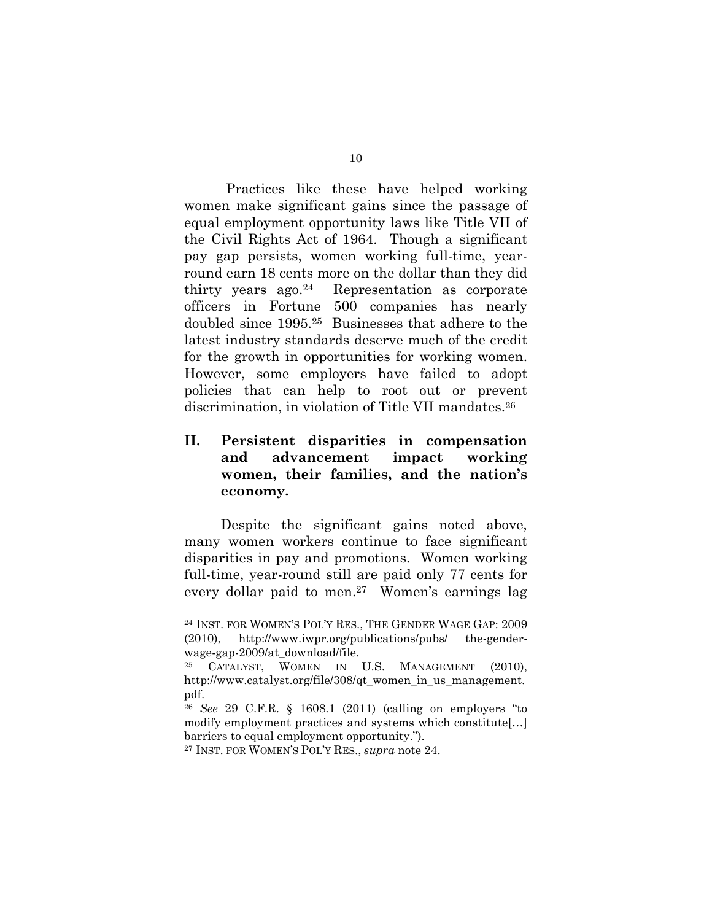Practices like these have helped working women make significant gains since the passage of equal employment opportunity laws like Title VII of the Civil Rights Act of 1964. Though a significant pay gap persists, women working full-time, year-round earn 18 cents more on the dollar than they did thirty years ago.[24] Representation as corporate officers in Fortune 500 companies has nearly doubled since 1995.[25] Businesses that adhere to the latest industry standards deserve much of the credit for the growth in opportunities for working women. However, some employers have failed to adopt policies that can help to root out or prevent discrimination, in violation of Title VII mandates.[26]

## II. Persistent disparities in compensation and advancement impact working women, their families, and the nation's economy.

Despite the significant gains noted above, many women workers continue to face significant disparities in pay and promotions. Women working full-time, year-round still are paid only 77 cents for every dollar paid to men.[27] Women's earnings lag

---

[24] INST. FOR WOMEN'S POL'Y RES., THE GENDER WAGE GAP: 2009 (2010), http://www.iwpr.org/publications/pubs/ the-gender-wage-gap-2009/at_download/file.

[25] CATALYST, WOMEN IN U.S. MANAGEMENT (2010), http://www.catalyst.org/file/308/qt_women_in_us_management.pdf.

[26] *See* 29 C.F.R. § 1608.1 (2011) (calling on employers "to modify employment practices and systems which constitute[…] barriers to equal employment opportunity.").

[27] INST. FOR WOMEN'S POL'Y RES., *supra* note 24.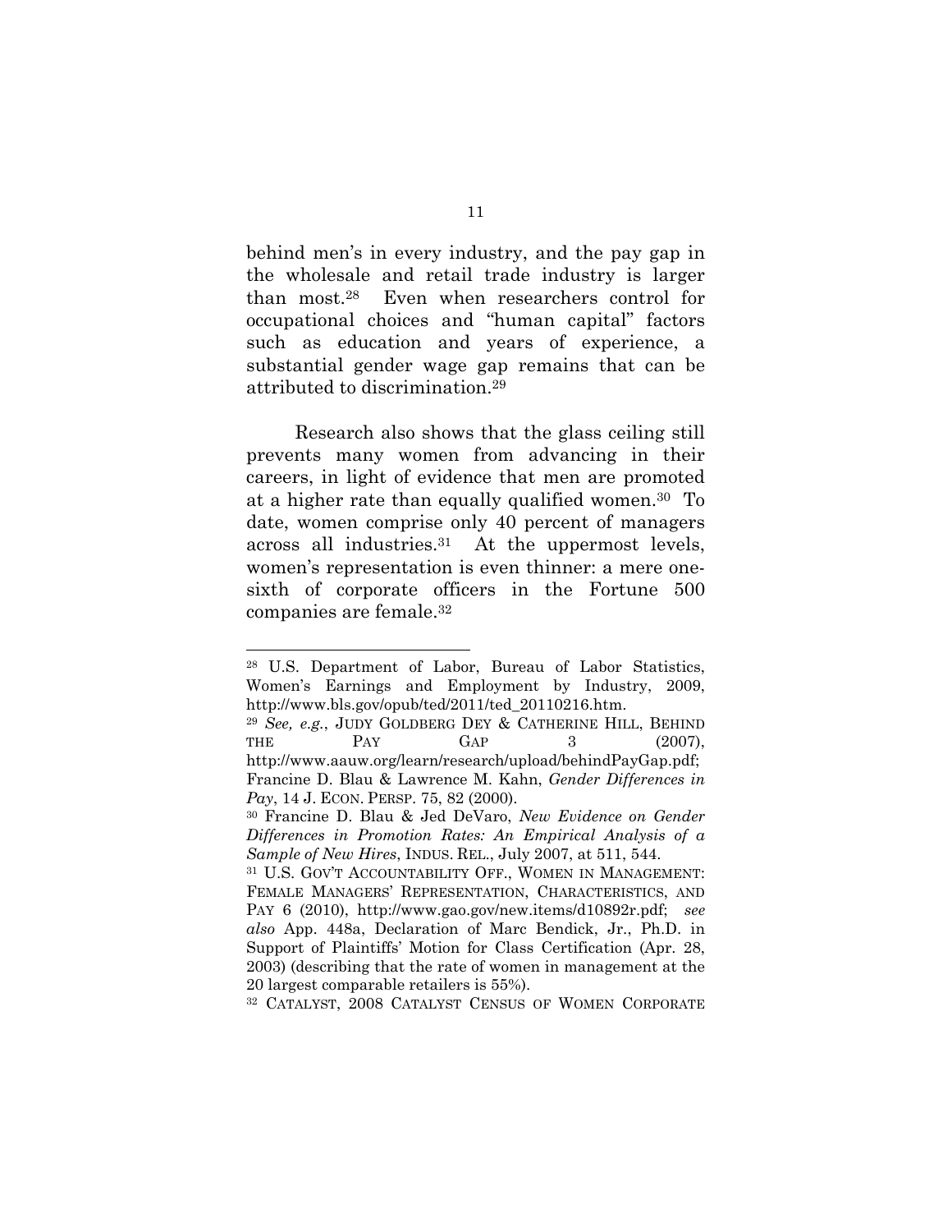behind men's in every industry, and the pay gap in the wholesale and retail trade industry is larger than most.[28] Even when researchers control for occupational choices and "human capital" factors such as education and years of experience, a substantial gender wage gap remains that can be attributed to discrimination.[29]

Research also shows that the glass ceiling still prevents many women from advancing in their careers, in light of evidence that men are promoted at a higher rate than equally qualified women.[30] To date, women comprise only 40 percent of managers across all industries.[31] At the uppermost levels, women's representation is even thinner: a mere one-sixth of corporate officers in the Fortune 500 companies are female.[32]

---

[28] U.S. Department of Labor, Bureau of Labor Statistics, Women's Earnings and Employment by Industry, 2009, http://www.bls.gov/opub/ted/2011/ted_20110216.htm.

[29] *See, e.g.*, JUDY GOLDBERG DEY & CATHERINE HILL, BEHIND THE PAY GAP 3 (2007), http://www.aauw.org/learn/research/upload/behindPayGap.pdf; Francine D. Blau & Lawrence M. Kahn, *Gender Differences in Pay*, 14 J. ECON. PERSP. 75, 82 (2000).

[30] Francine D. Blau & Jed DeVaro, *New Evidence on Gender Differences in Promotion Rates: An Empirical Analysis of a Sample of New Hires*, INDUS. REL., July 2007, at 511, 544.

[31] U.S. GOV'T ACCOUNTABILITY OFF., WOMEN IN MANAGEMENT: FEMALE MANAGERS' REPRESENTATION, CHARACTERISTICS, AND PAY 6 (2010), http://www.gao.gov/new.items/d10892r.pdf; *see also* App. 448a, Declaration of Marc Bendick, Jr., Ph.D. in Support of Plaintiffs' Motion for Class Certification (Apr. 28, 2003) (describing that the rate of women in management at the 20 largest comparable retailers is 55%).

[32] CATALYST, 2008 CATALYST CENSUS OF WOMEN CORPORATE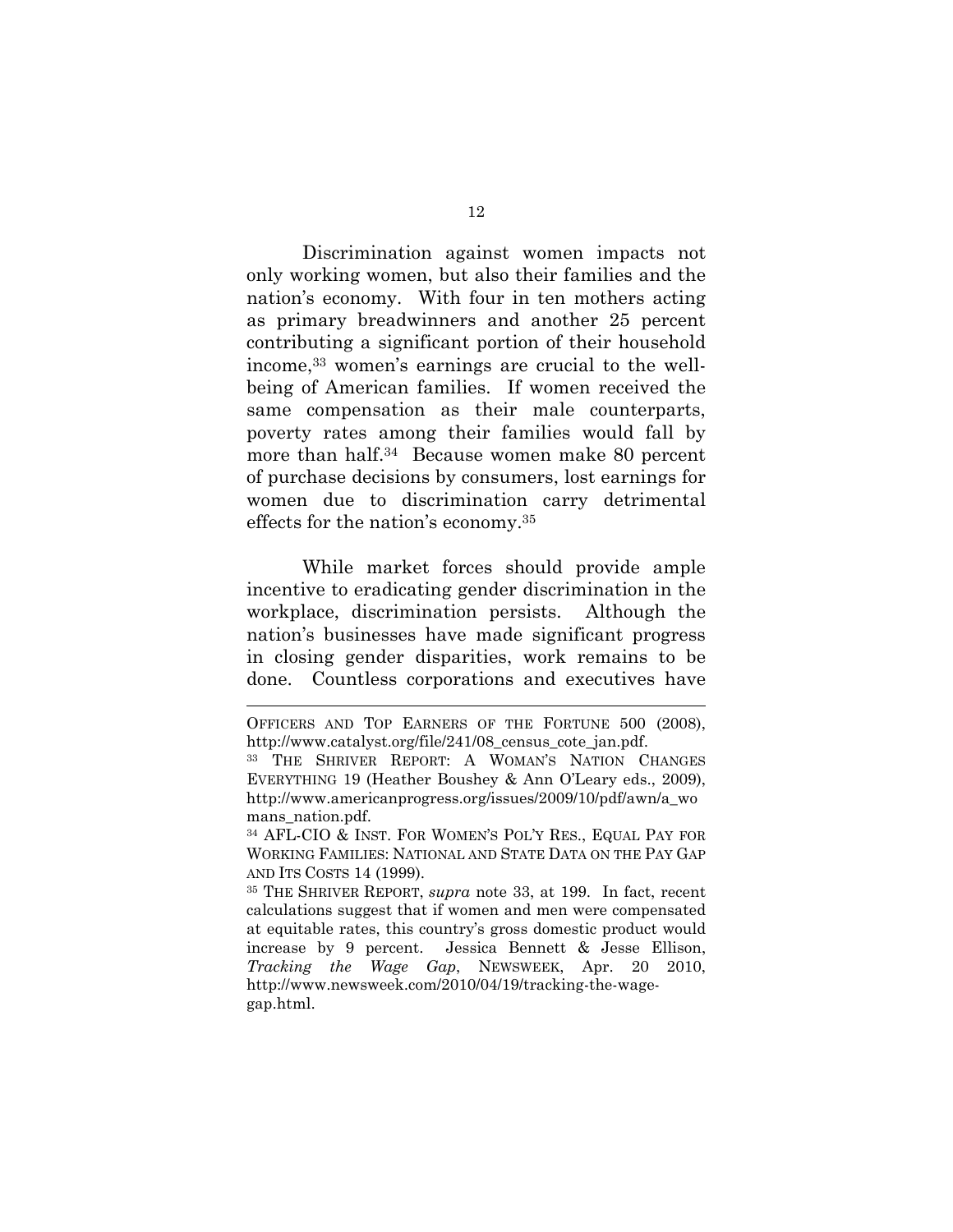Discrimination against women impacts not only working women, but also their families and the nation's economy. With four in ten mothers acting as primary breadwinners and another 25 percent contributing a significant portion of their household income,[33] women's earnings are crucial to the well-being of American families. If women received the same compensation as their male counterparts, poverty rates among their families would fall by more than half.[34] Because women make 80 percent of purchase decisions by consumers, lost earnings for women due to discrimination carry detrimental effects for the nation's economy.[35]

While market forces should provide ample incentive to eradicating gender discrimination in the workplace, discrimination persists. Although the nation's businesses have made significant progress in closing gender disparities, work remains to be done. Countless corporations and executives have

---

OFFICERS AND TOP EARNERS OF THE FORTUNE 500 (2008), http://www.catalyst.org/file/241/08_census_cote_jan.pdf.

[33] THE SHRIVER REPORT: A WOMAN'S NATION CHANGES EVERYTHING 19 (Heather Boushey & Ann O'Leary eds., 2009), http://www.americanprogress.org/issues/2009/10/pdf/awn/a_womans_nation.pdf.

[34] AFL-CIO & INST. FOR WOMEN'S POL'Y RES., EQUAL PAY FOR WORKING FAMILIES: NATIONAL AND STATE DATA ON THE PAY GAP AND ITS COSTS 14 (1999).

[35] THE SHRIVER REPORT, *supra* note 33, at 199. In fact, recent calculations suggest that if women and men were compensated at equitable rates, this country's gross domestic product would increase by 9 percent. Jessica Bennett & Jesse Ellison, *Tracking the Wage Gap*, NEWSWEEK, Apr. 20 2010, http://www.newsweek.com/2010/04/19/tracking-the-wage-gap.html.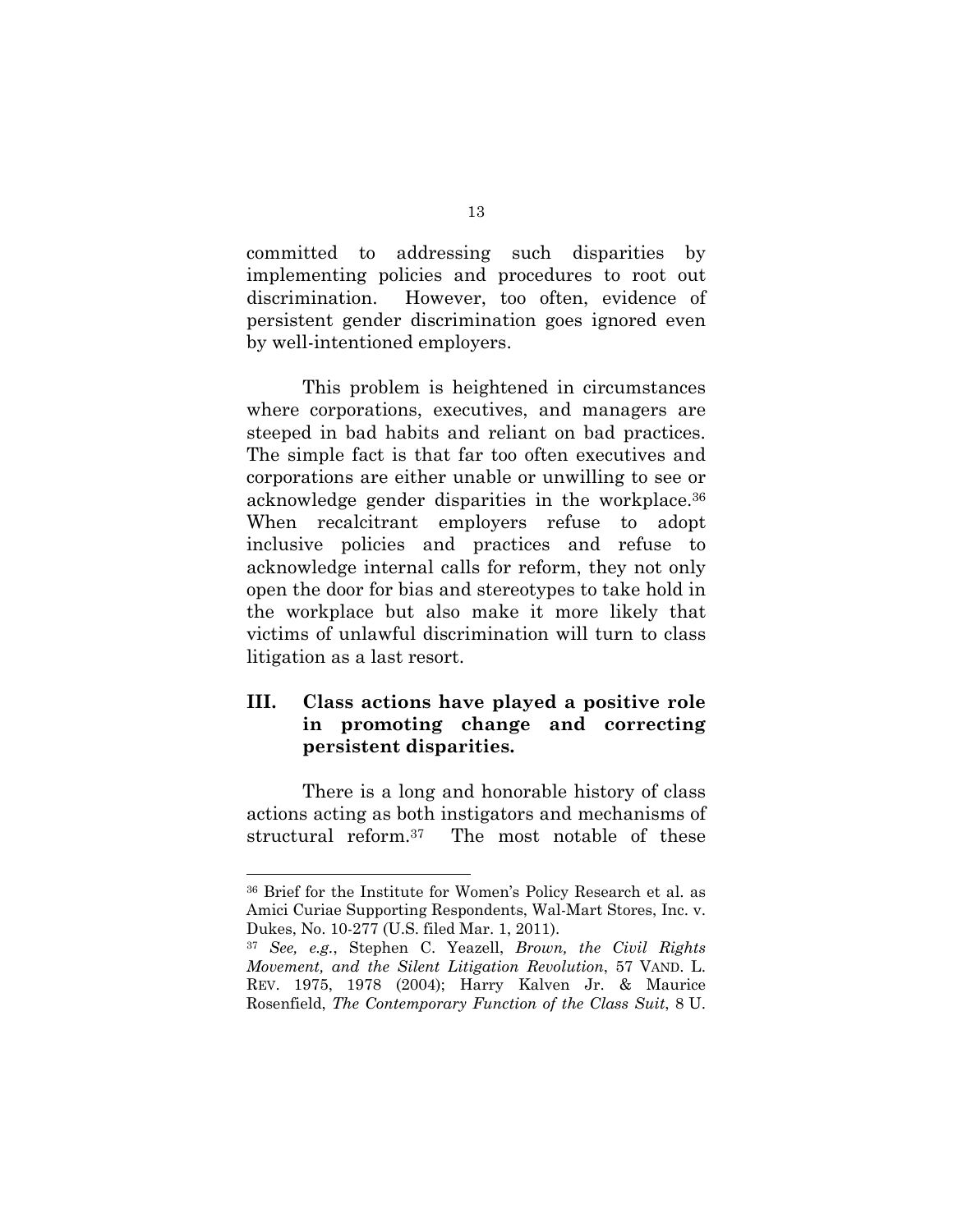committed to addressing such disparities by implementing policies and procedures to root out discrimination. However, too often, evidence of persistent gender discrimination goes ignored even by well-intentioned employers.

This problem is heightened in circumstances where corporations, executives, and managers are steeped in bad habits and reliant on bad practices. The simple fact is that far too often executives and corporations are either unable or unwilling to see or acknowledge gender disparities in the workplace.[36] When recalcitrant employers refuse to adopt inclusive policies and practices and refuse to acknowledge internal calls for reform, they not only open the door for bias and stereotypes to take hold in the workplace but also make it more likely that victims of unlawful discrimination will turn to class litigation as a last resort.

## III. Class actions have played a positive role in promoting change and correcting persistent disparities.

There is a long and honorable history of class actions acting as both instigators and mechanisms of structural reform.[37] The most notable of these

---

[36] Brief for the Institute for Women's Policy Research et al. as Amici Curiae Supporting Respondents, Wal-Mart Stores, Inc. v. Dukes, No. 10-277 (U.S. filed Mar. 1, 2011).

[37] *See, e.g.*, Stephen C. Yeazell, *Brown, the Civil Rights Movement, and the Silent Litigation Revolution*, 57 VAND. L. REV. 1975, 1978 (2004); Harry Kalven Jr. & Maurice Rosenfield, *The Contemporary Function of the Class Suit*, 8 U.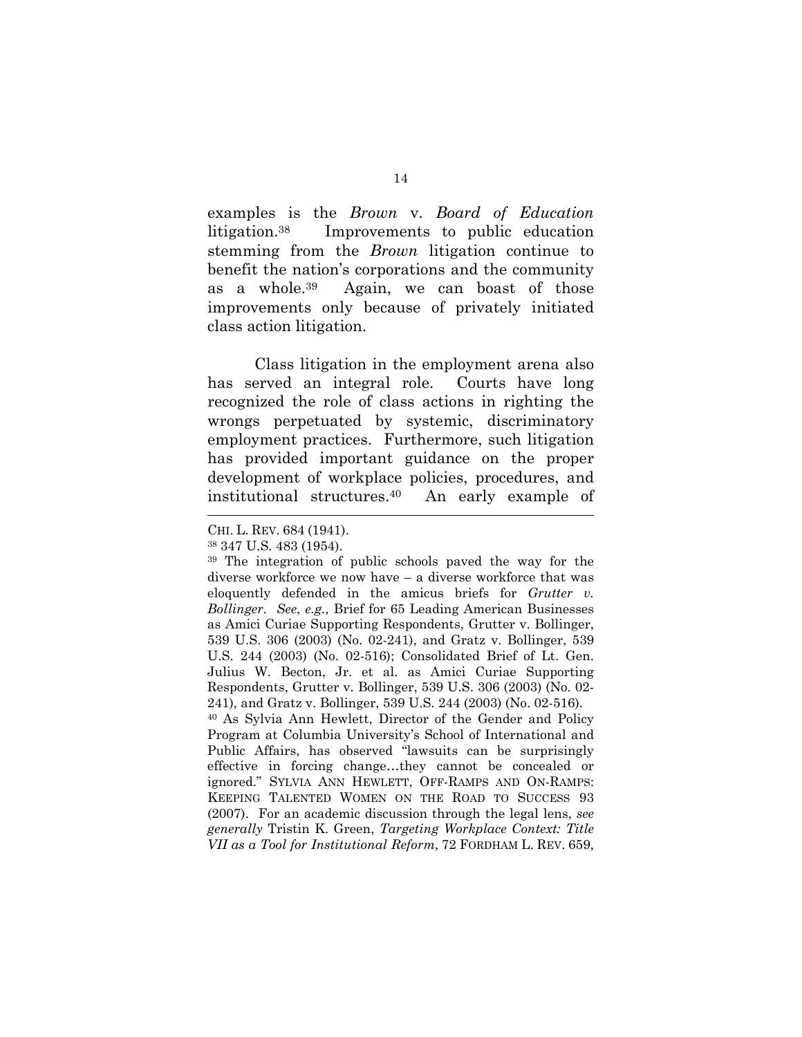examples is the *Brown* v. *Board of Education* litigation.[38] Improvements to public education stemming from the *Brown* litigation continue to benefit the nation's corporations and the community as a whole.[39] Again, we can boast of those improvements only because of privately initiated class action litigation.

Class litigation in the employment arena also has served an integral role. Courts have long recognized the role of class actions in righting the wrongs perpetuated by systemic, discriminatory employment practices. Furthermore, such litigation has provided important guidance on the proper development of workplace policies, procedures, and institutional structures.[40] An early example of

---

CHI. L. REV. 684 (1941).

[38] 347 U.S. 483 (1954).

[39] The integration of public schools paved the way for the diverse workforce we now have – a diverse workforce that was eloquently defended in the amicus briefs for *Grutter v. Bollinger*. *See*, *e.g.*, Brief for 65 Leading American Businesses as Amici Curiae Supporting Respondents, Grutter v. Bollinger, 539 U.S. 306 (2003) (No. 02-241), and Gratz v. Bollinger, 539 U.S. 244 (2003) (No. 02-516); Consolidated Brief of Lt. Gen. Julius W. Becton, Jr. et al. as Amici Curiae Supporting Respondents, Grutter v. Bollinger, 539 U.S. 306 (2003) (No. 02-241), and Gratz v. Bollinger, 539 U.S. 244 (2003) (No. 02-516).

[40] As Sylvia Ann Hewlett, Director of the Gender and Policy Program at Columbia University's School of International and Public Affairs, has observed "lawsuits can be surprisingly effective in forcing change…they cannot be concealed or ignored." SYLVIA ANN HEWLETT, OFF-RAMPS AND ON-RAMPS: KEEPING TALENTED WOMEN ON THE ROAD TO SUCCESS 93 (2007). For an academic discussion through the legal lens, *see generally* Tristin K. Green, *Targeting Workplace Context: Title VII as a Tool for Institutional Reform*, 72 FORDHAM L. REV. 659,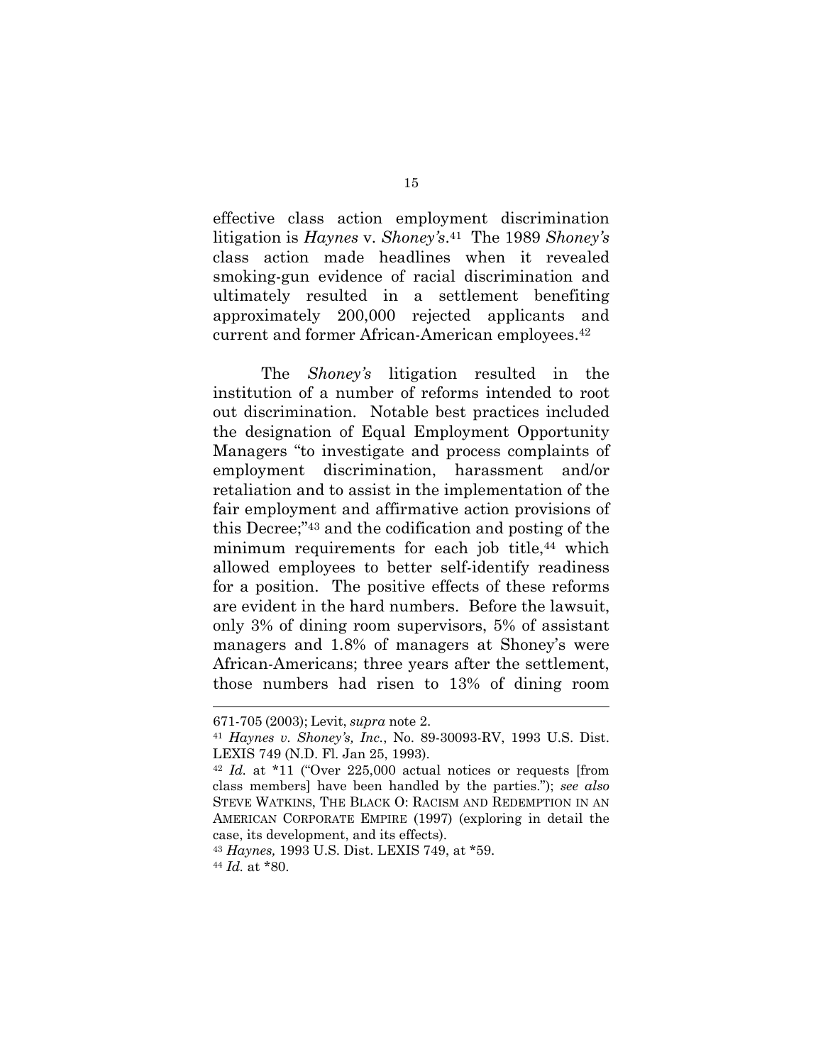effective class action employment discrimination litigation is *Haynes* v. *Shoney's*.[41] The 1989 *Shoney's* class action made headlines when it revealed smoking-gun evidence of racial discrimination and ultimately resulted in a settlement benefiting approximately 200,000 rejected applicants and current and former African-American employees.[42]

The *Shoney's* litigation resulted in the institution of a number of reforms intended to root out discrimination. Notable best practices included the designation of Equal Employment Opportunity Managers "to investigate and process complaints of employment discrimination, harassment and/or retaliation and to assist in the implementation of the fair employment and affirmative action provisions of this Decree;"[43] and the codification and posting of the minimum requirements for each job title,[44] which allowed employees to better self-identify readiness for a position. The positive effects of these reforms are evident in the hard numbers. Before the lawsuit, only 3% of dining room supervisors, 5% of assistant managers and 1.8% of managers at Shoney's were African-Americans; three years after the settlement, those numbers had risen to 13% of dining room

---

671-705 (2003); Levit, *supra* note 2.

[41] *Haynes v. Shoney's, Inc.*, No. 89-30093-RV, 1993 U.S. Dist. LEXIS 749 (N.D. Fl. Jan 25, 1993).

[42] *Id.* at *11 ("Over 225,000 actual notices or requests [from class members] have been handled by the parties."); *see also* STEVE WATKINS, THE BLACK O: RACISM AND REDEMPTION IN AN AMERICAN CORPORATE EMPIRE (1997) (exploring in detail the case, its development, and its effects).

[43] *Haynes,* 1993 U.S. Dist. LEXIS 749, at *59.

[44] *Id.* at *80.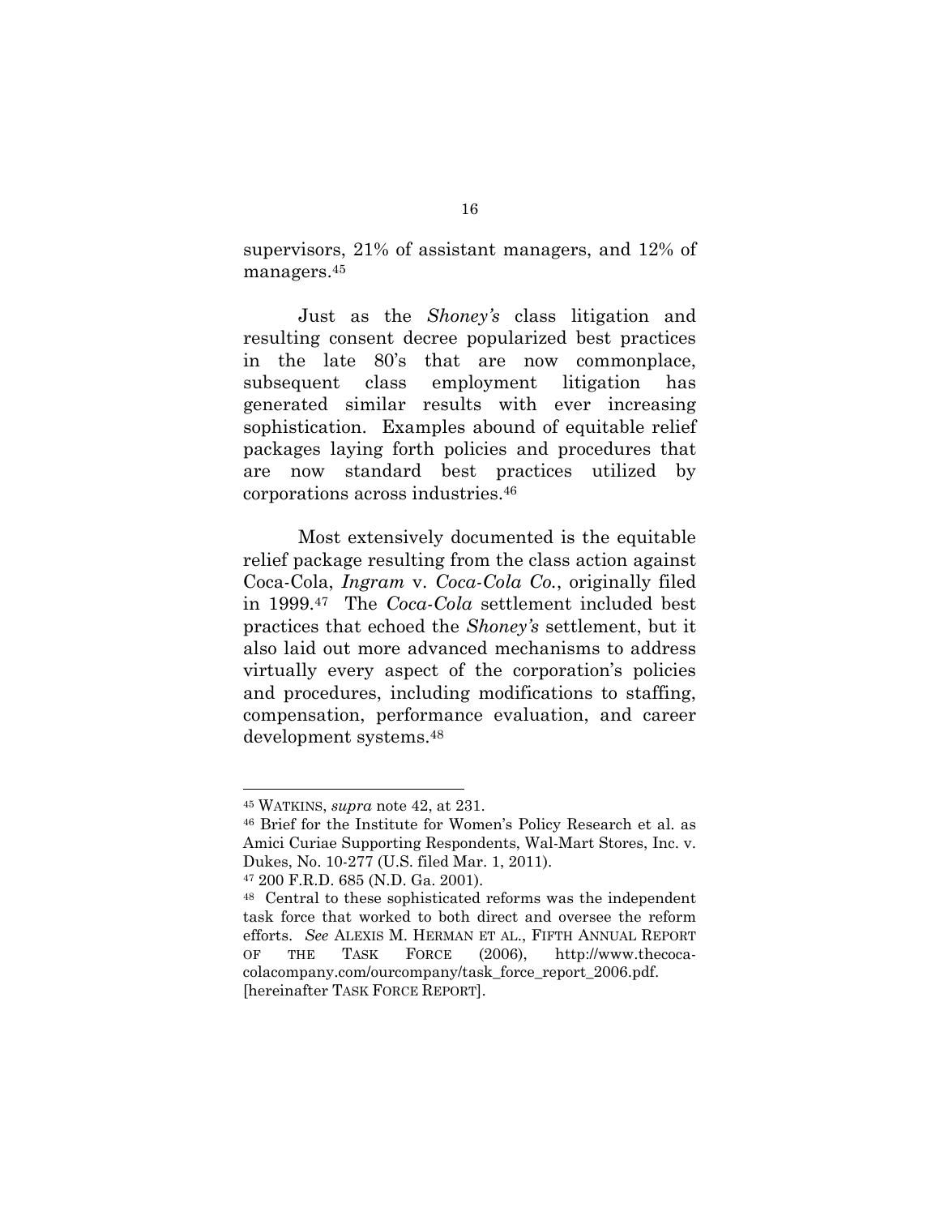supervisors, 21% of assistant managers, and 12% of managers.[45]

Just as the *Shoney's* class litigation and resulting consent decree popularized best practices in the late 80's that are now commonplace, subsequent class employment litigation has generated similar results with ever increasing sophistication. Examples abound of equitable relief packages laying forth policies and procedures that are now standard best practices utilized by corporations across industries.[46]

Most extensively documented is the equitable relief package resulting from the class action against Coca-Cola, *Ingram* v. *Coca-Cola Co.*, originally filed in 1999.[47] The *Coca-Cola* settlement included best practices that echoed the *Shoney's* settlement, but it also laid out more advanced mechanisms to address virtually every aspect of the corporation's policies and procedures, including modifications to staffing, compensation, performance evaluation, and career development systems.[48]

---

[45] WATKINS, *supra* note 42, at 231.

[46] Brief for the Institute for Women's Policy Research et al. as Amici Curiae Supporting Respondents, Wal-Mart Stores, Inc. v. Dukes, No. 10-277 (U.S. filed Mar. 1, 2011).

[47] 200 F.R.D. 685 (N.D. Ga. 2001).

[48] Central to these sophisticated reforms was the independent task force that worked to both direct and oversee the reform efforts. *See* ALEXIS M. HERMAN ET AL., FIFTH ANNUAL REPORT OF THE TASK FORCE (2006), http://www.thecoca-colacompany.com/ourcompany/task_force_report_2006.pdf. [hereinafter TASK FORCE REPORT].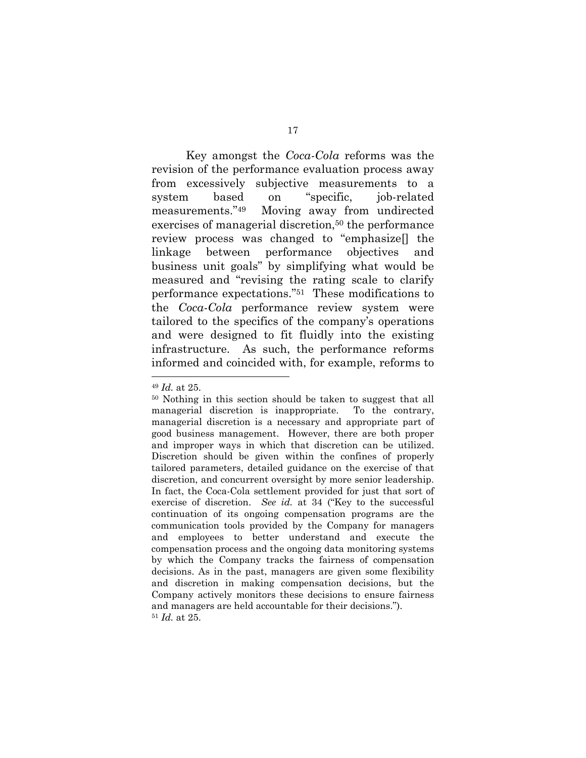Key amongst the *Coca-Cola* reforms was the revision of the performance evaluation process away from excessively subjective measurements to a system based on "specific, job-related measurements."[49] Moving away from undirected exercises of managerial discretion,[50] the performance review process was changed to "emphasize[] the linkage between performance objectives and business unit goals" by simplifying what would be measured and "revising the rating scale to clarify performance expectations."[51] These modifications to the *Coca-Cola* performance review system were tailored to the specifics of the company's operations and were designed to fit fluidly into the existing infrastructure. As such, the performance reforms informed and coincided with, for example, reforms to

---

[49] *Id.* at 25.

[50] Nothing in this section should be taken to suggest that all managerial discretion is inappropriate. To the contrary, managerial discretion is a necessary and appropriate part of good business management. However, there are both proper and improper ways in which that discretion can be utilized. Discretion should be given within the confines of properly tailored parameters, detailed guidance on the exercise of that discretion, and concurrent oversight by more senior leadership. In fact, the Coca-Cola settlement provided for just that sort of exercise of discretion. *See id.* at 34 ("Key to the successful continuation of its ongoing compensation programs are the communication tools provided by the Company for managers and employees to better understand and execute the compensation process and the ongoing data monitoring systems by which the Company tracks the fairness of compensation decisions. As in the past, managers are given some flexibility and discretion in making compensation decisions, but the Company actively monitors these decisions to ensure fairness and managers are held accountable for their decisions.").

[51] *Id.* at 25.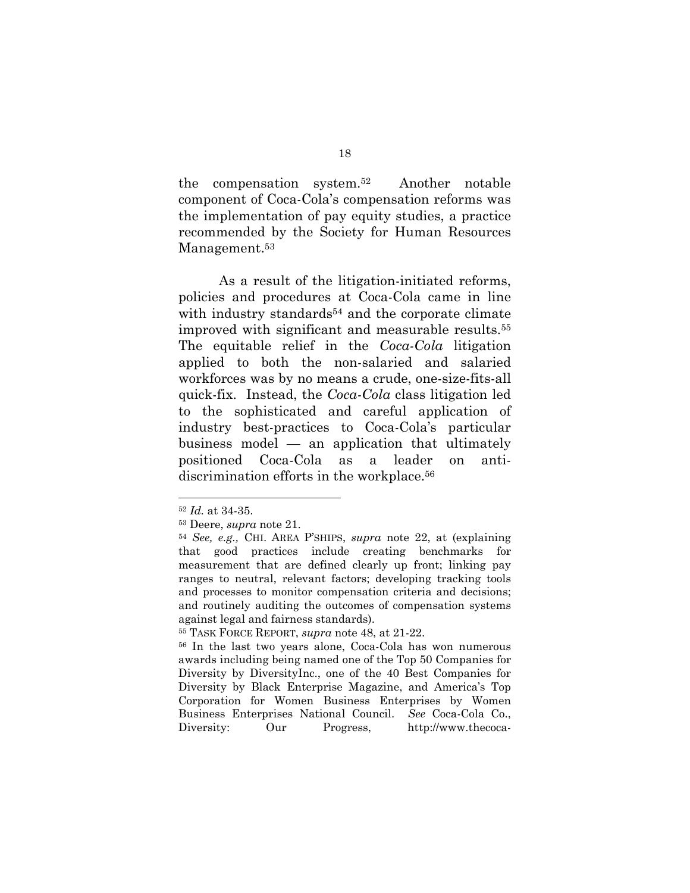the compensation system.[52] Another notable component of Coca-Cola's compensation reforms was the implementation of pay equity studies, a practice recommended by the Society for Human Resources Management.[53]

As a result of the litigation-initiated reforms, policies and procedures at Coca-Cola came in line with industry standards[54] and the corporate climate improved with significant and measurable results.[55] The equitable relief in the *Coca-Cola* litigation applied to both the non-salaried and salaried workforces was by no means a crude, one-size-fits-all quick-fix. Instead, the *Coca-Cola* class litigation led to the sophisticated and careful application of industry best-practices to Coca-Cola's particular business model — an application that ultimately positioned Coca-Cola as a leader on anti-discrimination efforts in the workplace.[56]

---

[52] *Id.* at 34-35.

[53] Deere, *supra* note 21.

[54] *See, e.g.,* CHI. AREA P'SHIPS, *supra* note 22, at (explaining that good practices include creating benchmarks for measurement that are defined clearly up front; linking pay ranges to neutral, relevant factors; developing tracking tools and processes to monitor compensation criteria and decisions; and routinely auditing the outcomes of compensation systems against legal and fairness standards).

[55] TASK FORCE REPORT, *supra* note 48, at 21-22.

[56] In the last two years alone, Coca-Cola has won numerous awards including being named one of the Top 50 Companies for Diversity by DiversityInc., one of the 40 Best Companies for Diversity by Black Enterprise Magazine, and America's Top Corporation for Women Business Enterprises by Women Business Enterprises National Council. *See* Coca-Cola Co., Diversity: Our Progress, http://www.thecoca-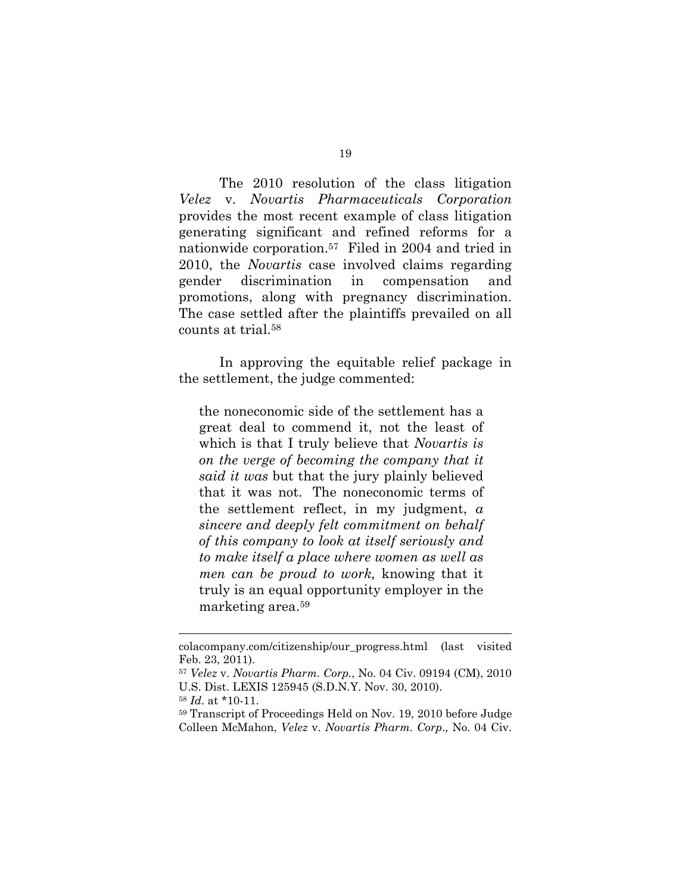The 2010 resolution of the class litigation *Velez* v. *Novartis Pharmaceuticals Corporation* provides the most recent example of class litigation generating significant and refined reforms for a nationwide corporation.[57] Filed in 2004 and tried in 2010, the *Novartis* case involved claims regarding gender discrimination in compensation and promotions, along with pregnancy discrimination. The case settled after the plaintiffs prevailed on all counts at trial.[58]

In approving the equitable relief package in the settlement, the judge commented:

> the noneconomic side of the settlement has a great deal to commend it, not the least of which is that I truly believe that *Novartis is on the verge of becoming the company that it said it was* but that the jury plainly believed that it was not. The noneconomic terms of the settlement reflect, in my judgment, *a sincere and deeply felt commitment on behalf of this company to look at itself seriously and to make itself a place where women as well as men can be proud to work,* knowing that it truly is an equal opportunity employer in the marketing area.[59]

---

colacompany.com/citizenship/our_progress.html (last visited Feb. 23, 2011).

[57] *Velez* v. *Novartis Pharm. Corp.*, No. 04 Civ. 09194 (CM), 2010 U.S. Dist. LEXIS 125945 (S.D.N.Y. Nov. 30, 2010).

[58] *Id*. at *10-11.

[59] Transcript of Proceedings Held on Nov. 19, 2010 before Judge Colleen McMahon, *Velez* v. *Novartis Pharm. Corp.,* No. 04 Civ.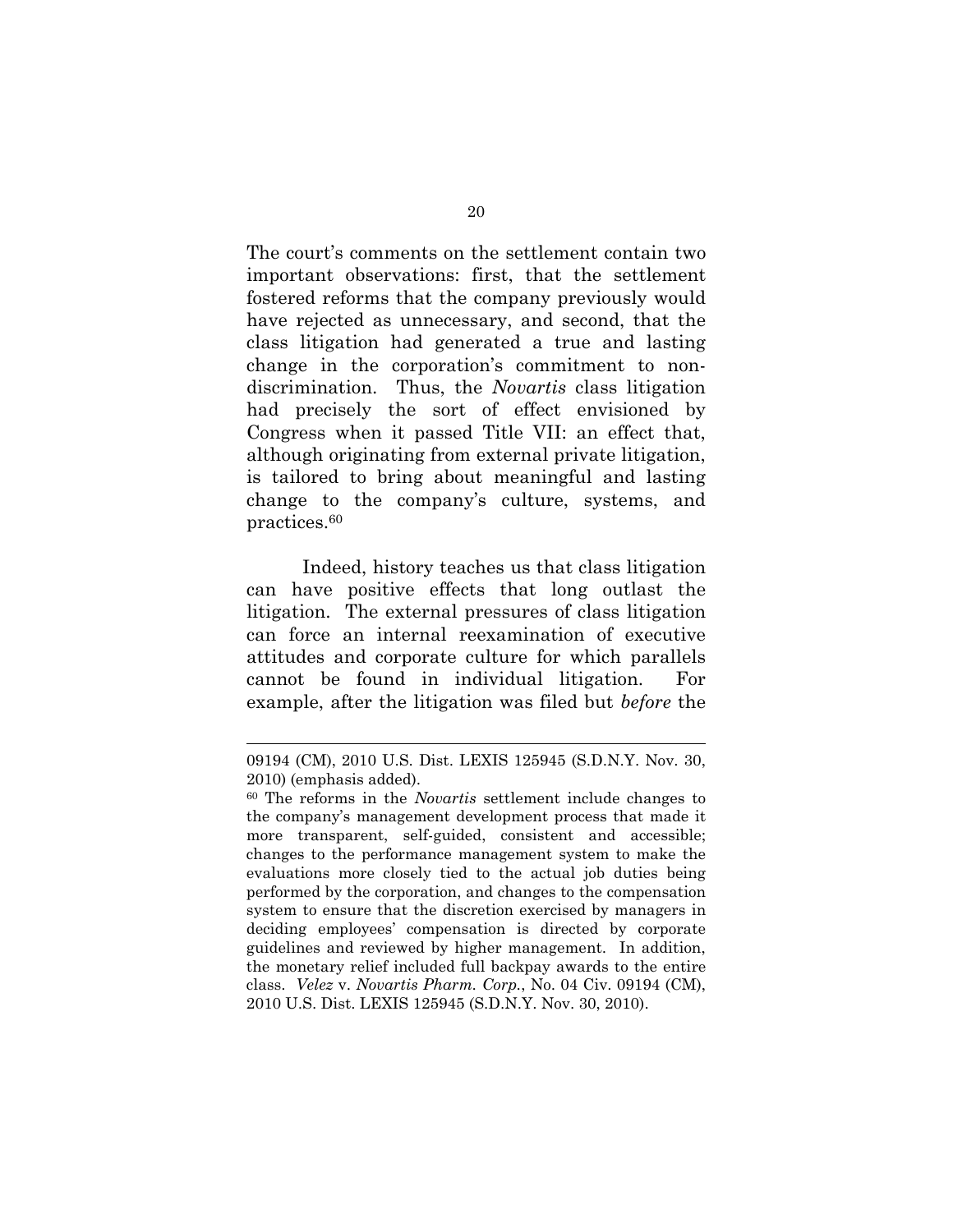The court's comments on the settlement contain two important observations: first, that the settlement fostered reforms that the company previously would have rejected as unnecessary, and second, that the class litigation had generated a true and lasting change in the corporation's commitment to non-discrimination. Thus, the *Novartis* class litigation had precisely the sort of effect envisioned by Congress when it passed Title VII: an effect that, although originating from external private litigation, is tailored to bring about meaningful and lasting change to the company's culture, systems, and practices.[60]

Indeed, history teaches us that class litigation can have positive effects that long outlast the litigation. The external pressures of class litigation can force an internal reexamination of executive attitudes and corporate culture for which parallels cannot be found in individual litigation. For example, after the litigation was filed but *before* the

---

09194 (CM), 2010 U.S. Dist. LEXIS 125945 (S.D.N.Y. Nov. 30, 2010) (emphasis added).

[60] The reforms in the *Novartis* settlement include changes to the company's management development process that made it more transparent, self-guided, consistent and accessible; changes to the performance management system to make the evaluations more closely tied to the actual job duties being performed by the corporation, and changes to the compensation system to ensure that the discretion exercised by managers in deciding employees' compensation is directed by corporate guidelines and reviewed by higher management. In addition, the monetary relief included full backpay awards to the entire class. *Velez* v. *Novartis Pharm. Corp.*, No. 04 Civ. 09194 (CM), 2010 U.S. Dist. LEXIS 125945 (S.D.N.Y. Nov. 30, 2010).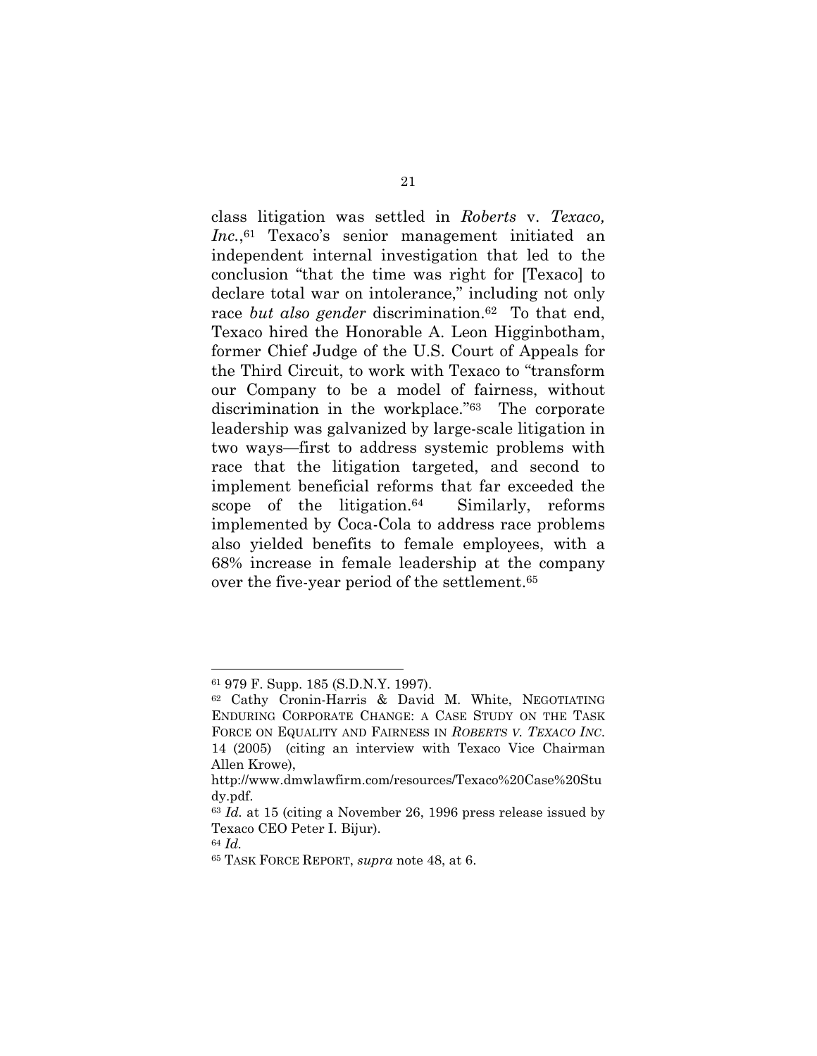class litigation was settled in *Roberts* v. *Texaco, Inc.*,[61] Texaco's senior management initiated an independent internal investigation that led to the conclusion "that the time was right for [Texaco] to declare total war on intolerance," including not only race *but also gender* discrimination.[62] To that end, Texaco hired the Honorable A. Leon Higginbotham, former Chief Judge of the U.S. Court of Appeals for the Third Circuit, to work with Texaco to "transform our Company to be a model of fairness, without discrimination in the workplace."[63] The corporate leadership was galvanized by large-scale litigation in two ways—first to address systemic problems with race that the litigation targeted, and second to implement beneficial reforms that far exceeded the scope of the litigation.[64] Similarly, reforms implemented by Coca-Cola to address race problems also yielded benefits to female employees, with a 68% increase in female leadership at the company over the five-year period of the settlement.[65]

---

[61] 979 F. Supp. 185 (S.D.N.Y. 1997).

[62] Cathy Cronin-Harris & David M. White, NEGOTIATING ENDURING CORPORATE CHANGE: A CASE STUDY ON THE TASK FORCE ON EQUALITY AND FAIRNESS IN *ROBERTS V. TEXACO INC.* 14 (2005) (citing an interview with Texaco Vice Chairman Allen Krowe), http://www.dmwlawfirm.com/resources/Texaco%20Case%20Study.pdf.

[63] *Id.* at 15 (citing a November 26, 1996 press release issued by Texaco CEO Peter I. Bijur).

[64] *Id.*

[65] TASK FORCE REPORT, *supra* note 48, at 6.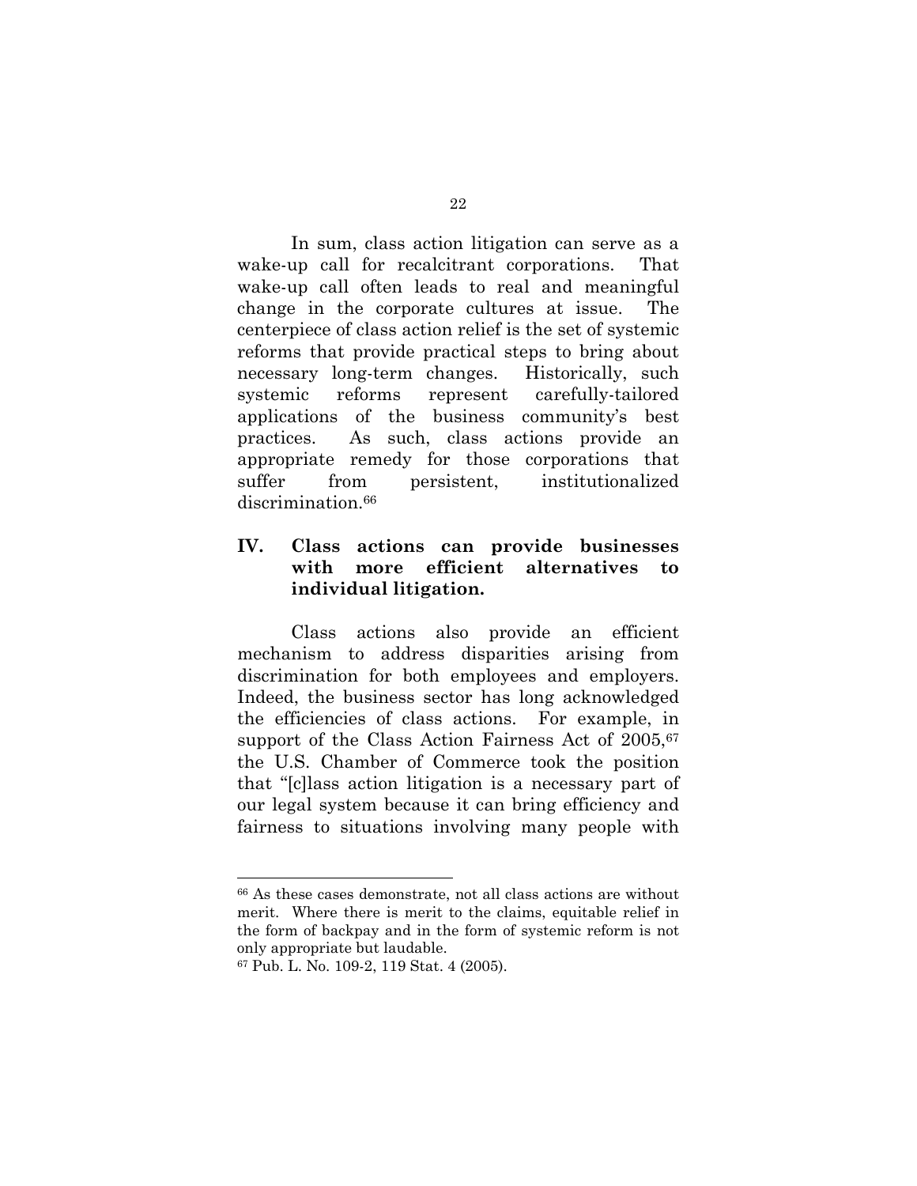In sum, class action litigation can serve as a wake-up call for recalcitrant corporations. That wake-up call often leads to real and meaningful change in the corporate cultures at issue. The centerpiece of class action relief is the set of systemic reforms that provide practical steps to bring about necessary long-term changes. Historically, such systemic reforms represent carefully-tailored applications of the business community's best practices. As such, class actions provide an appropriate remedy for those corporations that suffer from persistent, institutionalized discrimination.[66]

## IV. Class actions can provide businesses with more efficient alternatives to individual litigation.

Class actions also provide an efficient mechanism to address disparities arising from discrimination for both employees and employers. Indeed, the business sector has long acknowledged the efficiencies of class actions. For example, in support of the Class Action Fairness Act of 2005,[67] the U.S. Chamber of Commerce took the position that "[c]lass action litigation is a necessary part of our legal system because it can bring efficiency and fairness to situations involving many people with

---

[66] As these cases demonstrate, not all class actions are without merit. Where there is merit to the claims, equitable relief in the form of backpay and in the form of systemic reform is not only appropriate but laudable.

[67] Pub. L. No. 109-2, 119 Stat. 4 (2005).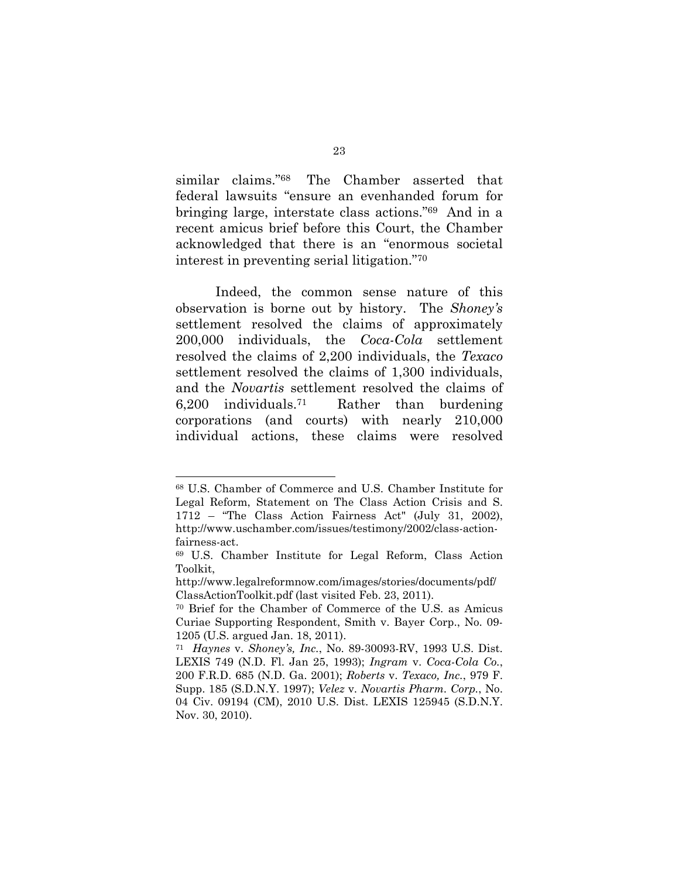similar claims."[68] The Chamber asserted that federal lawsuits "ensure an evenhanded forum for bringing large, interstate class actions."[69] And in a recent amicus brief before this Court, the Chamber acknowledged that there is an "enormous societal interest in preventing serial litigation."[70]

Indeed, the common sense nature of this observation is borne out by history. The *Shoney's* settlement resolved the claims of approximately 200,000 individuals, the *Coca-Cola* settlement resolved the claims of 2,200 individuals, the *Texaco* settlement resolved the claims of 1,300 individuals, and the *Novartis* settlement resolved the claims of 6,200 individuals.[71] Rather than burdening corporations (and courts) with nearly 210,000 individual actions, these claims were resolved

---

[68] U.S. Chamber of Commerce and U.S. Chamber Institute for Legal Reform, Statement on The Class Action Crisis and S. 1712 – "The Class Action Fairness Act" (July 31, 2002), http://www.uschamber.com/issues/testimony/2002/class-action-fairness-act.

[69] U.S. Chamber Institute for Legal Reform, Class Action Toolkit, http://www.legalreformnow.com/images/stories/documents/pdf/ClassActionToolkit.pdf (last visited Feb. 23, 2011).

[70] Brief for the Chamber of Commerce of the U.S. as Amicus Curiae Supporting Respondent, Smith v. Bayer Corp., No. 09-1205 (U.S. argued Jan. 18, 2011).

[71] *Haynes* v. *Shoney's, Inc.*, No. 89-30093-RV, 1993 U.S. Dist. LEXIS 749 (N.D. Fl. Jan 25, 1993); *Ingram* v. *Coca-Cola Co.*, 200 F.R.D. 685 (N.D. Ga. 2001); *Roberts* v. *Texaco, Inc.*, 979 F. Supp. 185 (S.D.N.Y. 1997); *Velez* v. *Novartis Pharm. Corp.*, No. 04 Civ. 09194 (CM), 2010 U.S. Dist. LEXIS 125945 (S.D.N.Y. Nov. 30, 2010).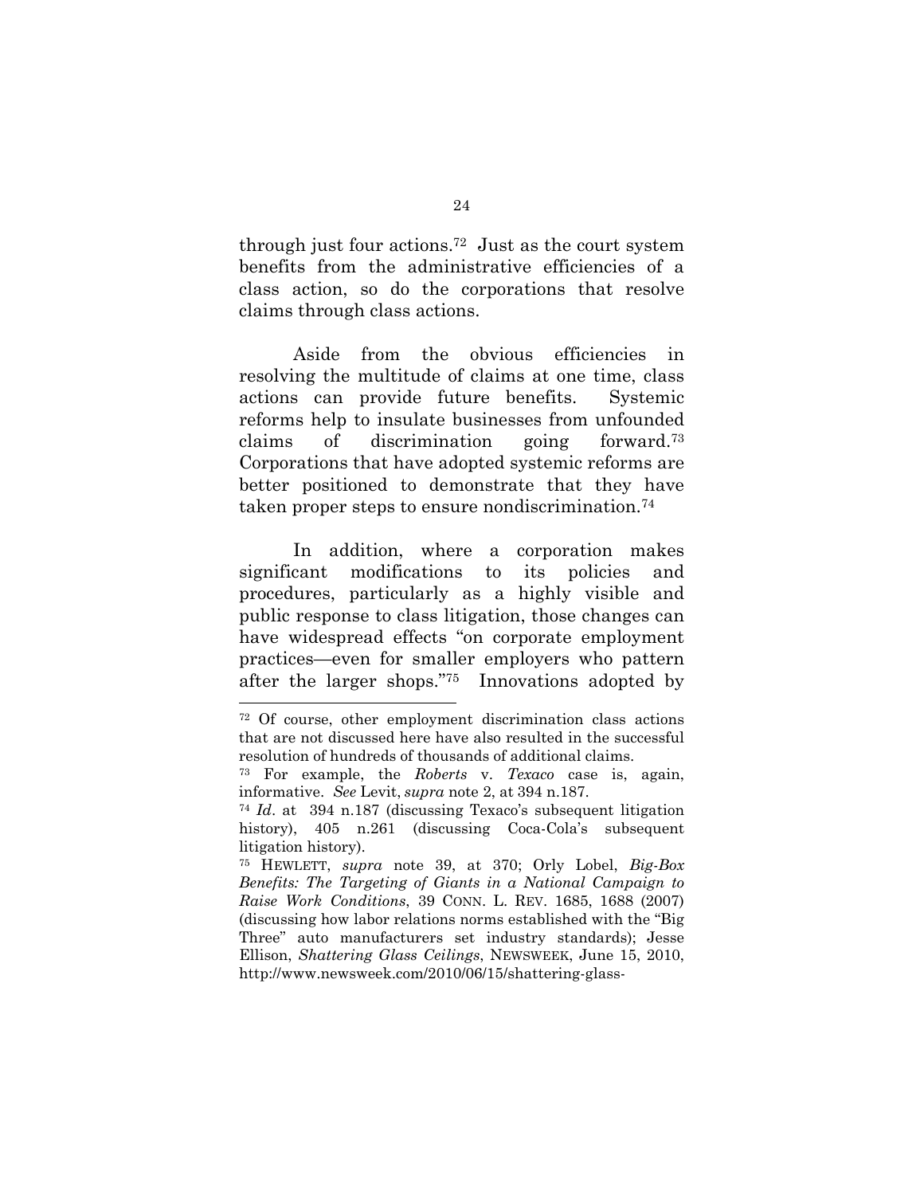through just four actions.[72] Just as the court system benefits from the administrative efficiencies of a class action, so do the corporations that resolve claims through class actions.

Aside from the obvious efficiencies in resolving the multitude of claims at one time, class actions can provide future benefits. Systemic reforms help to insulate businesses from unfounded claims of discrimination going forward.[73] Corporations that have adopted systemic reforms are better positioned to demonstrate that they have taken proper steps to ensure nondiscrimination.[74]

In addition, where a corporation makes significant modifications to its policies and procedures, particularly as a highly visible and public response to class litigation, those changes can have widespread effects "on corporate employment practices—even for smaller employers who pattern after the larger shops."[75] Innovations adopted by

---

[72] Of course, other employment discrimination class actions that are not discussed here have also resulted in the successful resolution of hundreds of thousands of additional claims.

[73] For example, the *Roberts* v. *Texaco* case is, again, informative. *See* Levit, *supra* note 2, at 394 n.187.

[74] *Id*. at 394 n.187 (discussing Texaco's subsequent litigation history), 405 n.261 (discussing Coca-Cola's subsequent litigation history).

[75] HEWLETT, *supra* note 39, at 370; Orly Lobel, *Big-Box Benefits: The Targeting of Giants in a National Campaign to Raise Work Conditions*, 39 CONN. L. REV. 1685, 1688 (2007) (discussing how labor relations norms established with the "Big Three" auto manufacturers set industry standards); Jesse Ellison, *Shattering Glass Ceilings*, NEWSWEEK, June 15, 2010, http://www.newsweek.com/2010/06/15/shattering-glass-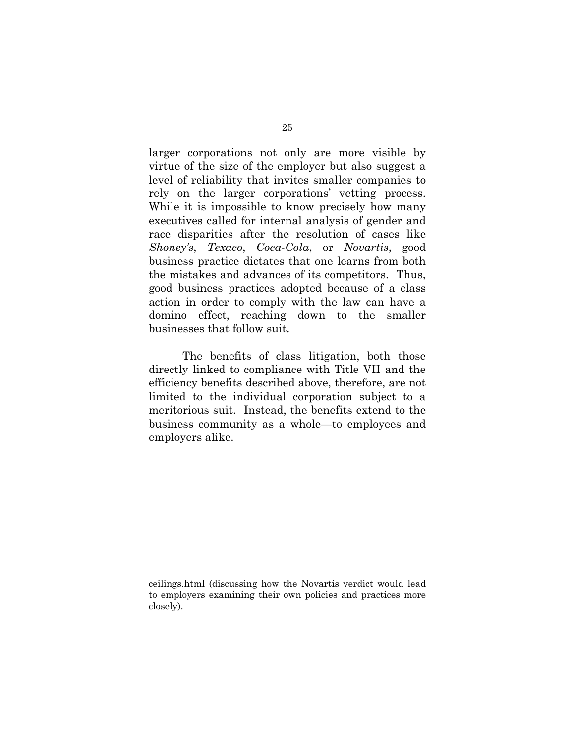larger corporations not only are more visible by virtue of the size of the employer but also suggest a level of reliability that invites smaller companies to rely on the larger corporations' vetting process. While it is impossible to know precisely how many executives called for internal analysis of gender and race disparities after the resolution of cases like *Shoney's*, *Texaco*, *Coca-Cola*, or *Novartis*, good business practice dictates that one learns from both the mistakes and advances of its competitors. Thus, good business practices adopted because of a class action in order to comply with the law can have a domino effect, reaching down to the smaller businesses that follow suit.

The benefits of class litigation, both those directly linked to compliance with Title VII and the efficiency benefits described above, therefore, are not limited to the individual corporation subject to a meritorious suit. Instead, the benefits extend to the business community as a whole—to employees and employers alike.

---

ceilings.html (discussing how the Novartis verdict would lead to employers examining their own policies and practices more closely).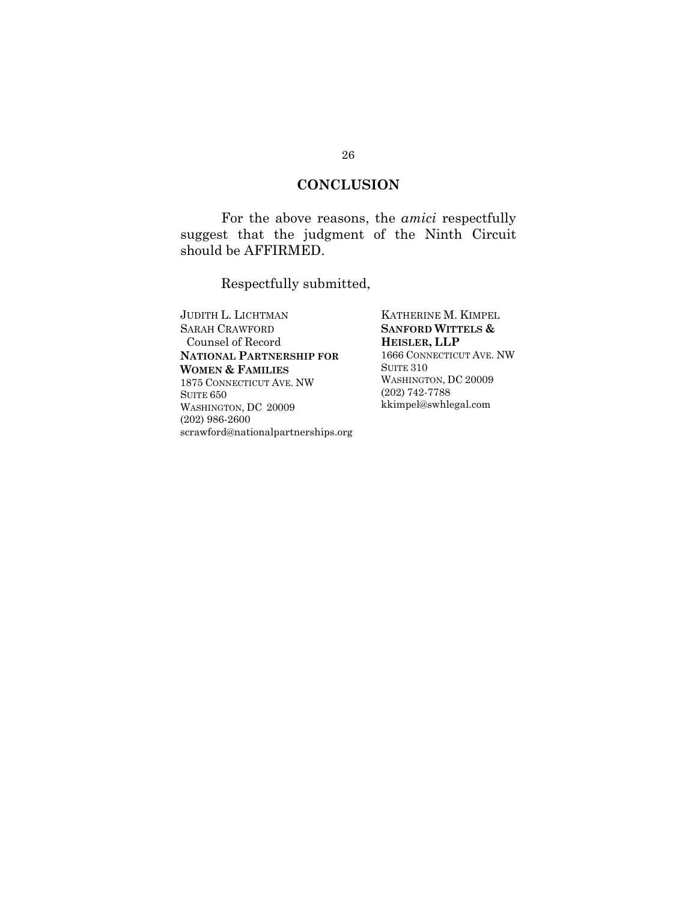## CONCLUSION

For the above reasons, the *amici* respectfully suggest that the judgment of the Ninth Circuit should be AFFIRMED.

Respectfully submitted,

JUDITH L. LICHTMAN
SARAH CRAWFORD
Counsel of Record
**NATIONAL PARTNERSHIP FOR WOMEN & FAMILIES**
1875 CONNECTICUT AVE. NW
SUITE 650
WASHINGTON, DC 20009
(202) 986-2600
scrawford@nationalpartnerships.org

KATHERINE M. KIMPEL
**SANFORD WITTELS & HEISLER, LLP**
1666 CONNECTICUT AVE. NW
SUITE 310
WASHINGTON, DC 20009
(202) 742-7788
kkimpel@swhlegal.com